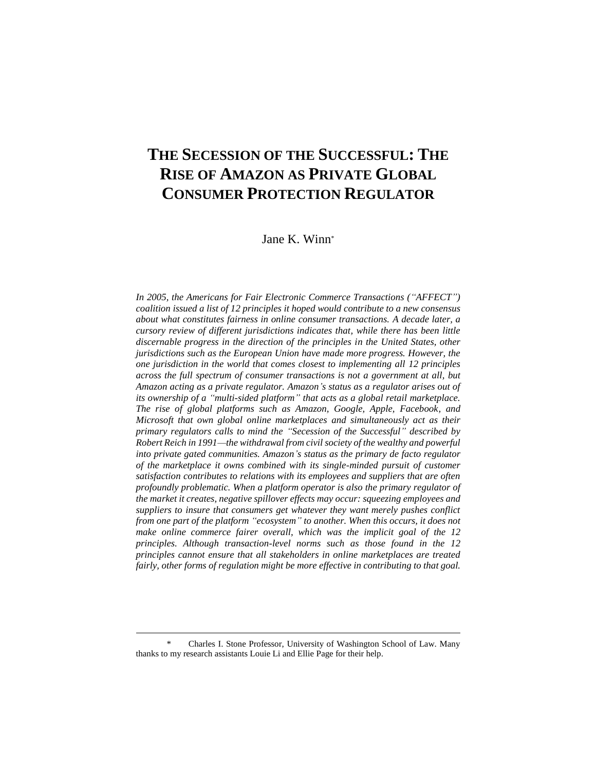# THE SECESSION OF THE SUCCESSFUL: THE RISE OF AMAZON AS PRIVATE GLOBAL CONSUMER PROTECTION REGULATOR

Jane K. Winn*

*In 2005, the Americans for Fair Electronic Commerce Transactions ("AFFECT") coalition issued a list of 12 principles it hoped would contribute to a new consensus about what constitutes fairness in online consumer transactions. A decade later, a cursory review of different jurisdictions indicates that, while there has been little discernable progress in the direction of the principles in the United States, other jurisdictions such as the European Union have made more progress. However, the one jurisdiction in the world that comes closest to implementing all 12 principles across the full spectrum of consumer transactions is not a government at all, but Amazon acting as a private regulator. Amazon's status as a regulator arises out of its ownership of a "multi-sided platform" that acts as a global retail marketplace. The rise of global platforms such as Amazon, Google, Apple, Facebook, and Microsoft that own global online marketplaces and simultaneously act as their primary regulators calls to mind the "Secession of the Successful" described by Robert Reich in 1991—the withdrawal from civil society of the wealthy and powerful into private gated communities. Amazon's status as the primary de facto regulator of the marketplace it owns combined with its single-minded pursuit of customer satisfaction contributes to relations with its employees and suppliers that are often profoundly problematic. When a platform operator is also the primary regulator of the market it creates, negative spillover effects may occur: squeezing employees and suppliers to insure that consumers get whatever they want merely pushes conflict from one part of the platform "ecosystem" to another. When this occurs, it does not make online commerce fairer overall, which was the implicit goal of the 12 principles. Although transaction-level norms such as those found in the 12 principles cannot ensure that all stakeholders in online marketplaces are treated fairly, other forms of regulation might be more effective in contributing to that goal.*

---

\* Charles I. Stone Professor, University of Washington School of Law. Many thanks to my research assistants Louie Li and Ellie Page for their help.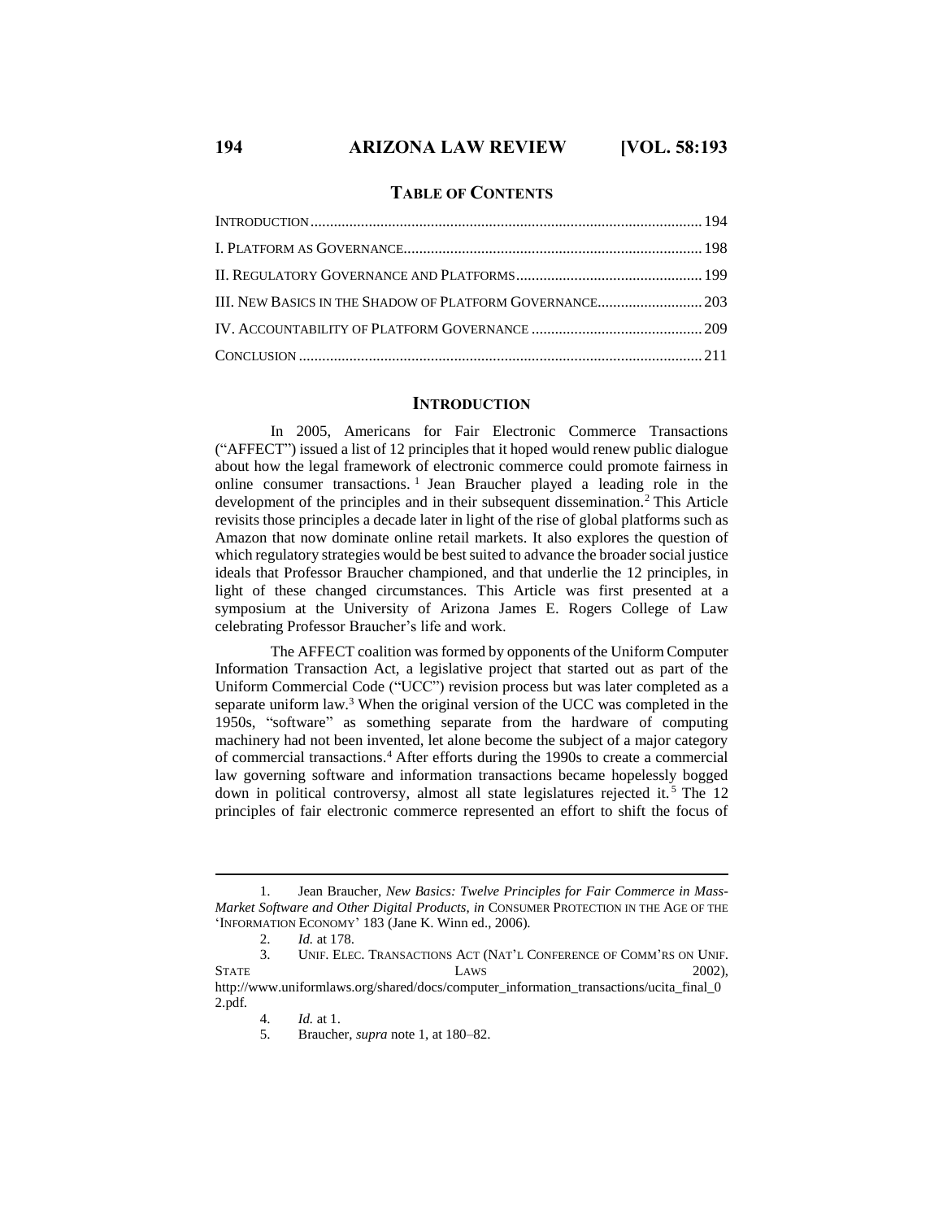## TABLE OF CONTENTS

| | |
|---|---|
| INTRODUCTION | 194 |
| I. PLATFORM AS GOVERNANCE | 198 |
| II. REGULATORY GOVERNANCE AND PLATFORMS | 199 |
| III. NEW BASICS IN THE SHADOW OF PLATFORM GOVERNANCE | 203 |
| IV. ACCOUNTABILITY OF PLATFORM GOVERNANCE | 209 |
| CONCLUSION | 211 |

## INTRODUCTION

In 2005, Americans for Fair Electronic Commerce Transactions ("AFFECT") issued a list of 12 principles that it hoped would renew public dialogue about how the legal framework of electronic commerce could promote fairness in online consumer transactions.[1] Jean Braucher played a leading role in the development of the principles and in their subsequent dissemination.[2] This Article revisits those principles a decade later in light of the rise of global platforms such as Amazon that now dominate online retail markets. It also explores the question of which regulatory strategies would be best suited to advance the broader social justice ideals that Professor Braucher championed, and that underlie the 12 principles, in light of these changed circumstances. This Article was first presented at a symposium at the University of Arizona James E. Rogers College of Law celebrating Professor Braucher's life and work.

The AFFECT coalition was formed by opponents of the Uniform Computer Information Transaction Act, a legislative project that started out as part of the Uniform Commercial Code ("UCC") revision process but was later completed as a separate uniform law.[3] When the original version of the UCC was completed in the 1950s, "software" as something separate from the hardware of computing machinery had not been invented, let alone become the subject of a major category of commercial transactions.[4] After efforts during the 1990s to create a commercial law governing software and information transactions became hopelessly bogged down in political controversy, almost all state legislatures rejected it.[5] The 12 principles of fair electronic commerce represented an effort to shift the focus of

---

1. Jean Braucher, *New Basics: Twelve Principles for Fair Commerce in Mass-Market Software and Other Digital Products*, *in* CONSUMER PROTECTION IN THE AGE OF THE 'INFORMATION ECONOMY' 183 (Jane K. Winn ed., 2006).

2. *Id.* at 178.

3. UNIF. ELEC. TRANSACTIONS ACT (NAT'L CONFERENCE OF COMM'RS ON UNIF. STATE LAWS 2002), http://www.uniformlaws.org/shared/docs/computer_information_transactions/ucita_final_02.pdf.

4. *Id.* at 1.

5. Braucher, *supra* note 1, at 180–82.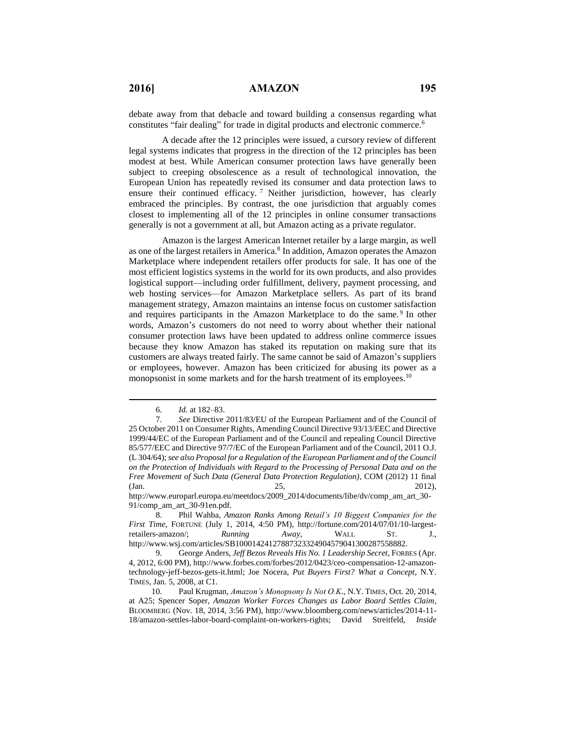debate away from that debacle and toward building a consensus regarding what constitutes "fair dealing" for trade in digital products and electronic commerce.[6]

A decade after the 12 principles were issued, a cursory review of different legal systems indicates that progress in the direction of the 12 principles has been modest at best. While American consumer protection laws have generally been subject to creeping obsolescence as a result of technological innovation, the European Union has repeatedly revised its consumer and data protection laws to ensure their continued efficacy.[7] Neither jurisdiction, however, has clearly embraced the principles. By contrast, the one jurisdiction that arguably comes closest to implementing all of the 12 principles in online consumer transactions generally is not a government at all, but Amazon acting as a private regulator.

Amazon is the largest American Internet retailer by a large margin, as well as one of the largest retailers in America.[8] In addition, Amazon operates the Amazon Marketplace where independent retailers offer products for sale. It has one of the most efficient logistics systems in the world for its own products, and also provides logistical support—including order fulfillment, delivery, payment processing, and web hosting services—for Amazon Marketplace sellers. As part of its brand management strategy, Amazon maintains an intense focus on customer satisfaction and requires participants in the Amazon Marketplace to do the same.[9] In other words, Amazon's customers do not need to worry about whether their national consumer protection laws have been updated to address online commerce issues because they know Amazon has staked its reputation on making sure that its customers are always treated fairly. The same cannot be said of Amazon's suppliers or employees, however. Amazon has been criticized for abusing its power as a monopsonist in some markets and for the harsh treatment of its employees.[10]

---

6. *Id.* at 182–83.

7. *See* Directive 2011/83/EU of the European Parliament and of the Council of 25 October 2011 on Consumer Rights, Amending Council Directive 93/13/EEC and Directive 1999/44/EC of the European Parliament and of the Council and repealing Council Directive 85/577/EEC and Directive 97/7/EC of the European Parliament and of the Council, 2011 O.J. (L 304/64); *see also Proposal for a Regulation of the European Parliament and of the Council on the Protection of Individuals with Regard to the Processing of Personal Data and on the Free Movement of Such Data (General Data Protection Regulation)*, COM (2012) 11 final (Jan. 25, 2012), http://www.europarl.europa.eu/meetdocs/2009_2014/documents/libe/dv/comp_am_art_30-91/comp_am_art_30-91en.pdf.

8. Phil Wahba, *Amazon Ranks Among Retail's 10 Biggest Companies for the First Time*, FORTUNE (July 1, 2014, 4:50 PM), http://fortune.com/2014/07/01/10-largest-retailers-amazon/; *Running Away*, WALL ST. J., http://www.wsj.com/articles/SB10001424127887323324904579041300287558882.

9. George Anders, *Jeff Bezos Reveals His No. 1 Leadership Secret*, FORBES (Apr. 4, 2012, 6:00 PM), http://www.forbes.com/forbes/2012/0423/ceo-compensation-12-amazon-technology-jeff-bezos-gets-it.html; Joe Nocera, *Put Buyers First? What a Concept*, N.Y. TIMES, Jan. 5, 2008, at C1.

10. Paul Krugman, *Amazon's Monopsony Is Not O.K.*, N.Y. TIMES, Oct. 20, 2014, at A25; Spencer Soper, *Amazon Worker Forces Changes as Labor Board Settles Claim*, BLOOMBERG (Nov. 18, 2014, 3:56 PM), http://www.bloomberg.com/news/articles/2014-11-18/amazon-settles-labor-board-complaint-on-workers-rights; David Streitfeld, *Inside*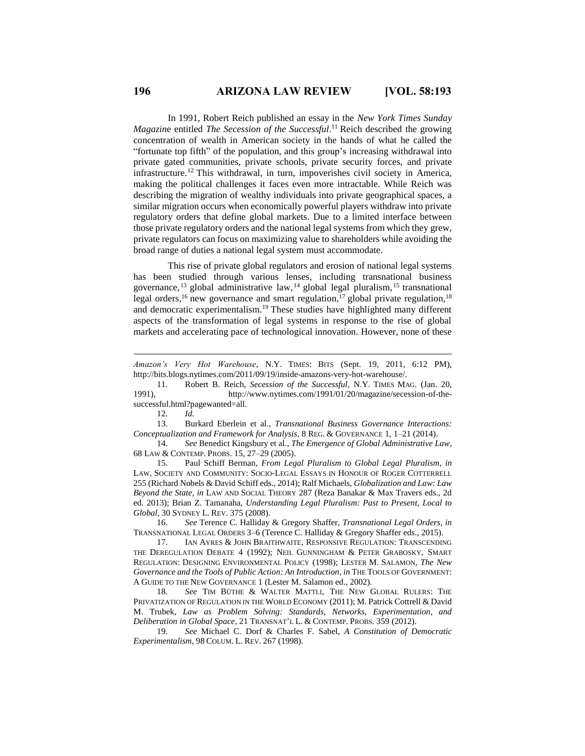In 1991, Robert Reich published an essay in the *New York Times Sunday Magazine* entitled *The Secession of the Successful*.[11] Reich described the growing concentration of wealth in American society in the hands of what he called the "fortunate top fifth" of the population, and this group's increasing withdrawal into private gated communities, private schools, private security forces, and private infrastructure.[12] This withdrawal, in turn, impoverishes civil society in America, making the political challenges it faces even more intractable. While Reich was describing the migration of wealthy individuals into private geographical spaces, a similar migration occurs when economically powerful players withdraw into private regulatory orders that define global markets. Due to a limited interface between those private regulatory orders and the national legal systems from which they grew, private regulators can focus on maximizing value to shareholders while avoiding the broad range of duties a national legal system must accommodate.

This rise of private global regulators and erosion of national legal systems has been studied through various lenses, including transnational business governance,[13] global administrative law,[14] global legal pluralism,[15] transnational legal orders,[16] new governance and smart regulation,[17] global private regulation,[18] and democratic experimentalism.[19] These studies have highlighted many different aspects of the transformation of legal systems in response to the rise of global markets and accelerating pace of technological innovation. However, none of these

---

*Amazon's Very Hot Warehouse*, N.Y. TIMES: BITS (Sept. 19, 2011, 6:12 PM), http://bits.blogs.nytimes.com/2011/09/19/inside-amazons-very-hot-warehouse/.

11. Robert B. Reich, *Secession of the Successful*, N.Y. TIMES MAG. (Jan. 20, 1991), http://www.nytimes.com/1991/01/20/magazine/secession-of-the-successful.html?pagewanted=all.

12. *Id.*

13. Burkard Eberlein et al., *Transnational Business Governance Interactions: Conceptualization and Framework for Analysis*, 8 REG. & GOVERNANCE 1, 1–21 (2014).

14. *See* Benedict Kingsbury et al., *The Emergence of Global Administrative Law*, 68 LAW & CONTEMP. PROBS. 15, 27–29 (2005).

15. Paul Schiff Berman, *From Legal Pluralism to Global Legal Pluralism*, *in* LAW, SOCIETY AND COMMUNITY: SOCIO-LEGAL ESSAYS IN HONOUR OF ROGER COTTERRELL 255 (Richard Nobels & David Schiff eds., 2014); Ralf Michaels, *Globalization and Law: Law Beyond the State*, *in* LAW AND SOCIAL THEORY 287 (Reza Banakar & Max Travers eds., 2d ed. 2013); Brian Z. Tamanaha, *Understanding Legal Pluralism: Past to Present, Local to Global*, 30 SYDNEY L. REV. 375 (2008).

16. *See* Terence C. Halliday & Gregory Shaffer, *Transnational Legal Orders*, *in* TRANSNATIONAL LEGAL ORDERS 3–6 (Terence C. Halliday & Gregory Shaffer eds., 2015).

17. IAN AYRES & JOHN BRAITHWAITE, RESPONSIVE REGULATION: TRANSCENDING THE DEREGULATION DEBATE 4 (1992); NEIL GUNNINGHAM & PETER GRABOSKY, SMART REGULATION: DESIGNING ENVIRONMENTAL POLICY (1998); LESTER M. SALAMON, *The New Governance and the Tools of Public Action: An Introduction*, *in* THE TOOLS OF GOVERNMENT: A GUIDE TO THE NEW GOVERNANCE 1 (Lester M. Salamon ed., 2002).

18. *See* TIM BÜTHE & WALTER MATTLI, THE NEW GLOBAL RULERS: THE PRIVATIZATION OF REGULATION IN THE WORLD ECONOMY (2011); M. Patrick Cottrell & David M. Trubek, *Law as Problem Solving: Standards, Networks, Experimentation, and Deliberation in Global Space*, 21 TRANSNAT'L L. & CONTEMP. PROBS. 359 (2012).

19. *See* Michael C. Dorf & Charles F. Sabel, *A Constitution of Democratic Experimentalism*, 98 COLUM. L. REV. 267 (1998).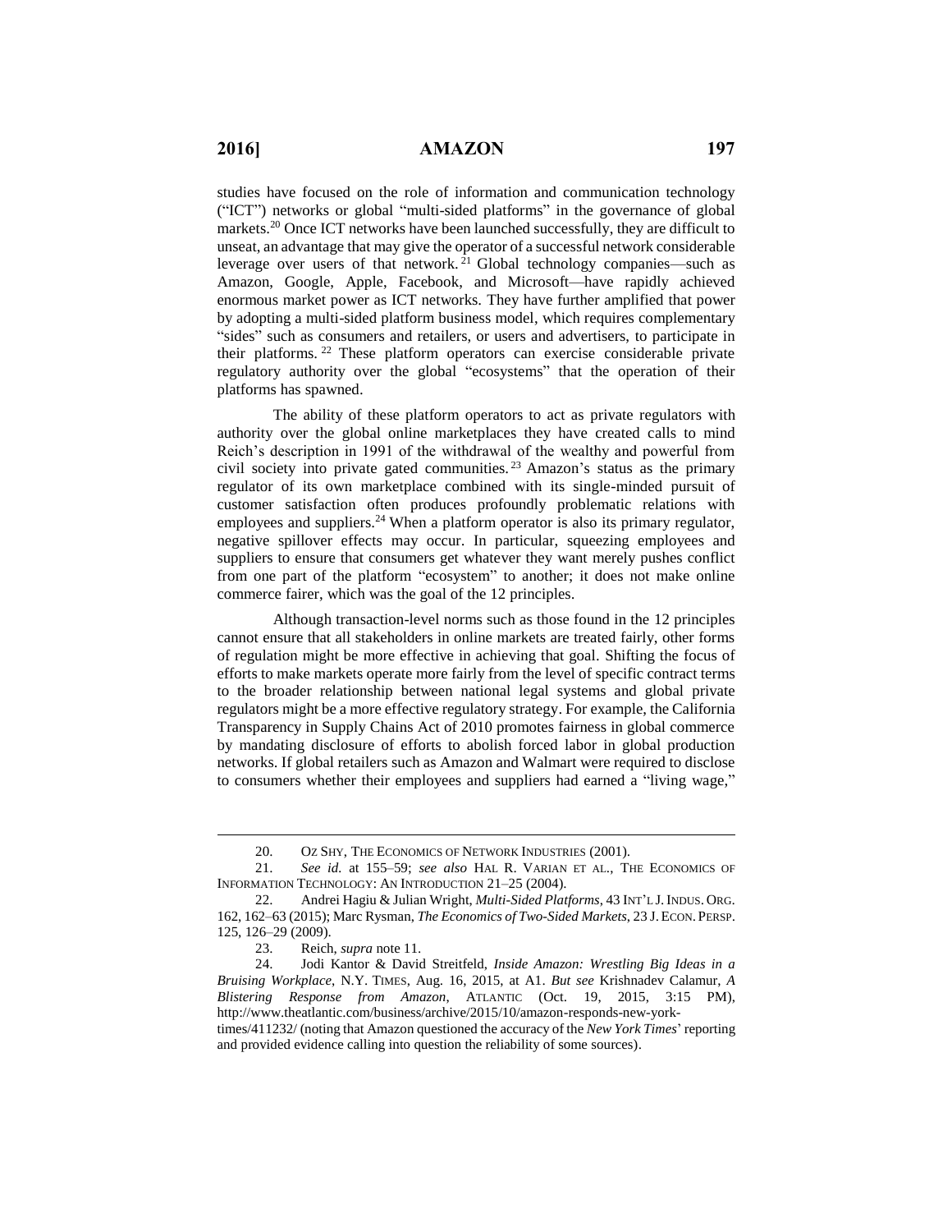studies have focused on the role of information and communication technology ("ICT") networks or global "multi-sided platforms" in the governance of global markets.[20] Once ICT networks have been launched successfully, they are difficult to unseat, an advantage that may give the operator of a successful network considerable leverage over users of that network.[21] Global technology companies—such as Amazon, Google, Apple, Facebook, and Microsoft—have rapidly achieved enormous market power as ICT networks. They have further amplified that power by adopting a multi-sided platform business model, which requires complementary "sides" such as consumers and retailers, or users and advertisers, to participate in their platforms.[22] These platform operators can exercise considerable private regulatory authority over the global "ecosystems" that the operation of their platforms has spawned.

The ability of these platform operators to act as private regulators with authority over the global online marketplaces they have created calls to mind Reich's description in 1991 of the withdrawal of the wealthy and powerful from civil society into private gated communities.[23] Amazon's status as the primary regulator of its own marketplace combined with its single-minded pursuit of customer satisfaction often produces profoundly problematic relations with employees and suppliers.[24] When a platform operator is also its primary regulator, negative spillover effects may occur. In particular, squeezing employees and suppliers to ensure that consumers get whatever they want merely pushes conflict from one part of the platform "ecosystem" to another; it does not make online commerce fairer, which was the goal of the 12 principles.

Although transaction-level norms such as those found in the 12 principles cannot ensure that all stakeholders in online markets are treated fairly, other forms of regulation might be more effective in achieving that goal. Shifting the focus of efforts to make markets operate more fairly from the level of specific contract terms to the broader relationship between national legal systems and global private regulators might be a more effective regulatory strategy. For example, the California Transparency in Supply Chains Act of 2010 promotes fairness in global commerce by mandating disclosure of efforts to abolish forced labor in global production networks. If global retailers such as Amazon and Walmart were required to disclose to consumers whether their employees and suppliers had earned a "living wage,"

---

20. OZ SHY, THE ECONOMICS OF NETWORK INDUSTRIES (2001).

21. *See id.* at 155–59; *see also* HAL R. VARIAN ET AL., THE ECONOMICS OF INFORMATION TECHNOLOGY: AN INTRODUCTION 21–25 (2004).

22. Andrei Hagiu & Julian Wright, *Multi-Sided Platforms*, 43 INT'L J. INDUS. ORG. 162, 162–63 (2015); Marc Rysman, *The Economics of Two-Sided Markets*, 23 J. ECON. PERSP. 125, 126–29 (2009).

23. Reich, *supra* note 11.

24. Jodi Kantor & David Streitfeld, *Inside Amazon: Wrestling Big Ideas in a Bruising Workplace*, N.Y. TIMES, Aug. 16, 2015, at A1. *But see* Krishnadev Calamur, *A Blistering Response from Amazon*, ATLANTIC (Oct. 19, 2015, 3:15 PM), http://www.theatlantic.com/business/archive/2015/10/amazon-responds-new-york-times/411232/ (noting that Amazon questioned the accuracy of the *New York Times*' reporting and provided evidence calling into question the reliability of some sources).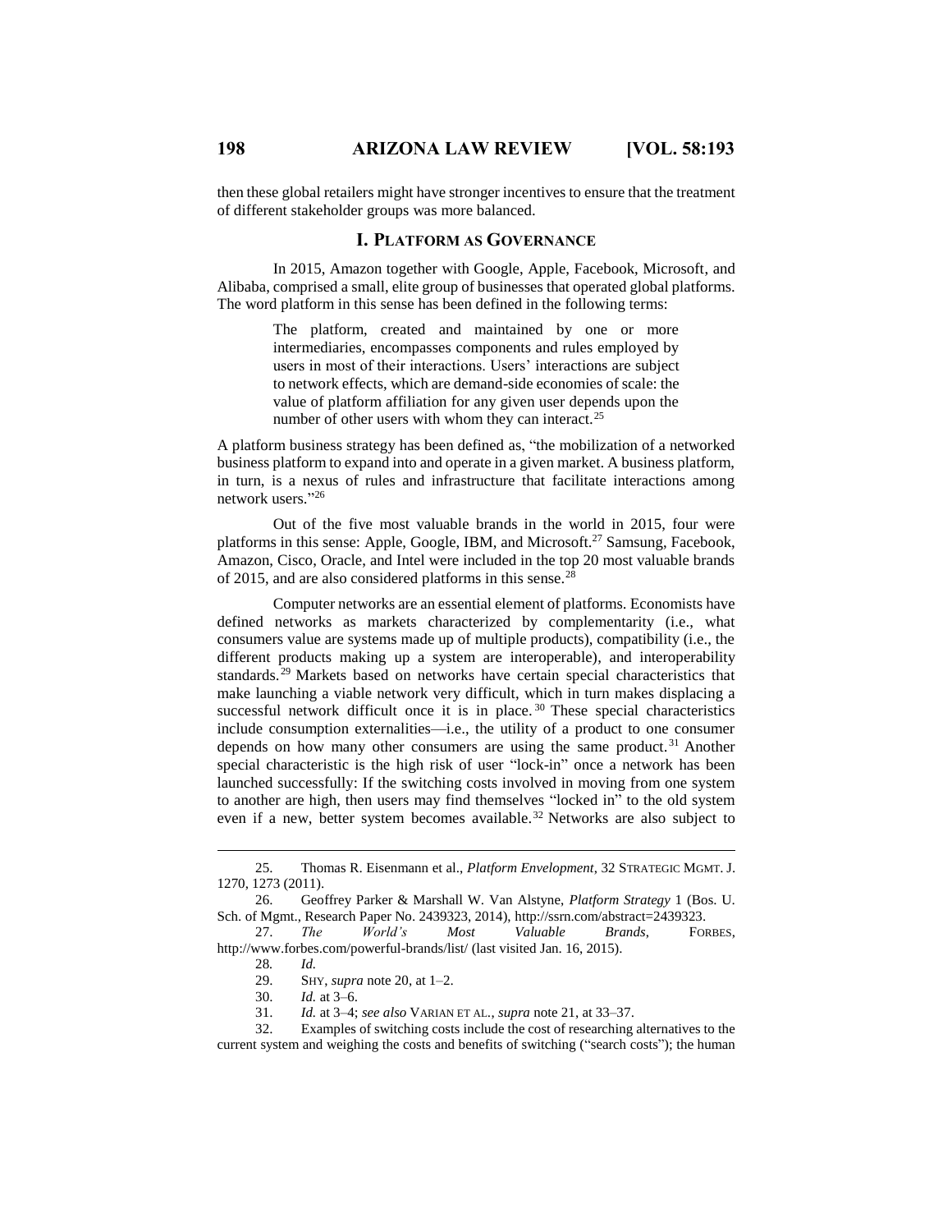then these global retailers might have stronger incentives to ensure that the treatment of different stakeholder groups was more balanced.

## I. PLATFORM AS GOVERNANCE

In 2015, Amazon together with Google, Apple, Facebook, Microsoft, and Alibaba, comprised a small, elite group of businesses that operated global platforms. The word platform in this sense has been defined in the following terms:

> The platform, created and maintained by one or more intermediaries, encompasses components and rules employed by users in most of their interactions. Users' interactions are subject to network effects, which are demand-side economies of scale: the value of platform affiliation for any given user depends upon the number of other users with whom they can interact.[25]

A platform business strategy has been defined as, "the mobilization of a networked business platform to expand into and operate in a given market. A business platform, in turn, is a nexus of rules and infrastructure that facilitate interactions among network users."[26]

Out of the five most valuable brands in the world in 2015, four were platforms in this sense: Apple, Google, IBM, and Microsoft.[27] Samsung, Facebook, Amazon, Cisco, Oracle, and Intel were included in the top 20 most valuable brands of 2015, and are also considered platforms in this sense.[28]

Computer networks are an essential element of platforms. Economists have defined networks as markets characterized by complementarity (i.e., what consumers value are systems made up of multiple products), compatibility (i.e., the different products making up a system are interoperable), and interoperability standards.[29] Markets based on networks have certain special characteristics that make launching a viable network very difficult, which in turn makes displacing a successful network difficult once it is in place.[30] These special characteristics include consumption externalities—i.e., the utility of a product to one consumer depends on how many other consumers are using the same product.[31] Another special characteristic is the high risk of user "lock-in" once a network has been launched successfully: If the switching costs involved in moving from one system to another are high, then users may find themselves "locked in" to the old system even if a new, better system becomes available.[32] Networks are also subject to

---

25. Thomas R. Eisenmann et al., *Platform Envelopment*, 32 STRATEGIC MGMT. J. 1270, 1273 (2011).

26. Geoffrey Parker & Marshall W. Van Alstyne, *Platform Strategy* 1 (Bos. U. Sch. of Mgmt., Research Paper No. 2439323, 2014), http://ssrn.com/abstract=2439323.

27. *The World's Most Valuable Brands*, FORBES, http://www.forbes.com/powerful-brands/list/ (last visited Jan. 16, 2015).

28. *Id.*

29. SHY, *supra* note 20, at 1–2.

30. *Id.* at 3–6.

31. *Id.* at 3–4; *see also* VARIAN ET AL., *supra* note 21, at 33–37.

32. Examples of switching costs include the cost of researching alternatives to the current system and weighing the costs and benefits of switching ("search costs"); the human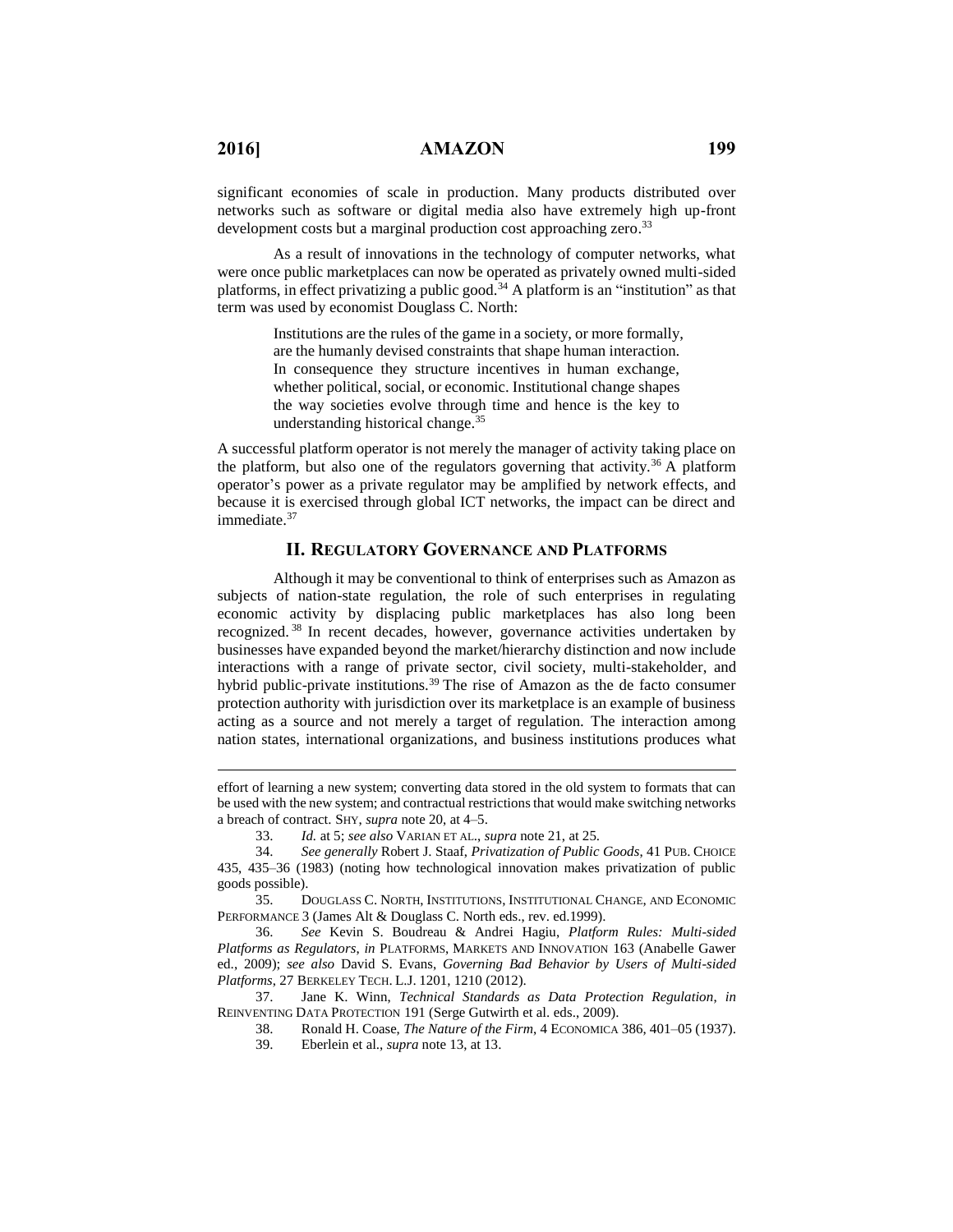significant economies of scale in production. Many products distributed over networks such as software or digital media also have extremely high up-front development costs but a marginal production cost approaching zero.[33]

As a result of innovations in the technology of computer networks, what were once public marketplaces can now be operated as privately owned multi-sided platforms, in effect privatizing a public good.[34] A platform is an "institution" as that term was used by economist Douglass C. North:

> Institutions are the rules of the game in a society, or more formally, are the humanly devised constraints that shape human interaction. In consequence they structure incentives in human exchange, whether political, social, or economic. Institutional change shapes the way societies evolve through time and hence is the key to understanding historical change.[35]

A successful platform operator is not merely the manager of activity taking place on the platform, but also one of the regulators governing that activity.[36] A platform operator's power as a private regulator may be amplified by network effects, and because it is exercised through global ICT networks, the impact can be direct and immediate.[37]

## II. Regulatory Governance and Platforms

Although it may be conventional to think of enterprises such as Amazon as subjects of nation-state regulation, the role of such enterprises in regulating economic activity by displacing public marketplaces has also long been recognized.[38] In recent decades, however, governance activities undertaken by businesses have expanded beyond the market/hierarchy distinction and now include interactions with a range of private sector, civil society, multi-stakeholder, and hybrid public-private institutions.[39] The rise of Amazon as the de facto consumer protection authority with jurisdiction over its marketplace is an example of business acting as a source and not merely a target of regulation. The interaction among nation states, international organizations, and business institutions produces what

---

effort of learning a new system; converting data stored in the old system to formats that can be used with the new system; and contractual restrictions that would make switching networks a breach of contract. SHY, *supra* note 20, at 4–5.

33. *Id.* at 5; *see also* VARIAN ET AL., *supra* note 21, at 25.

34. *See generally* Robert J. Staaf, *Privatization of Public Goods*, 41 PUB. CHOICE 435, 435–36 (1983) (noting how technological innovation makes privatization of public goods possible).

35. DOUGLASS C. NORTH, INSTITUTIONS, INSTITUTIONAL CHANGE, AND ECONOMIC PERFORMANCE 3 (James Alt & Douglass C. North eds., rev. ed.1999).

36. *See* Kevin S. Boudreau & Andrei Hagiu, *Platform Rules: Multi-sided Platforms as Regulators*, *in* PLATFORMS, MARKETS AND INNOVATION 163 (Anabelle Gawer ed., 2009); *see also* David S. Evans, *Governing Bad Behavior by Users of Multi-sided Platforms*, 27 BERKELEY TECH. L.J. 1201, 1210 (2012).

37. Jane K. Winn, *Technical Standards as Data Protection Regulation*, *in* REINVENTING DATA PROTECTION 191 (Serge Gutwirth et al. eds., 2009).

38. Ronald H. Coase, *The Nature of the Firm*, 4 ECONOMICA 386, 401–05 (1937).

39. Eberlein et al., *supra* note 13, at 13.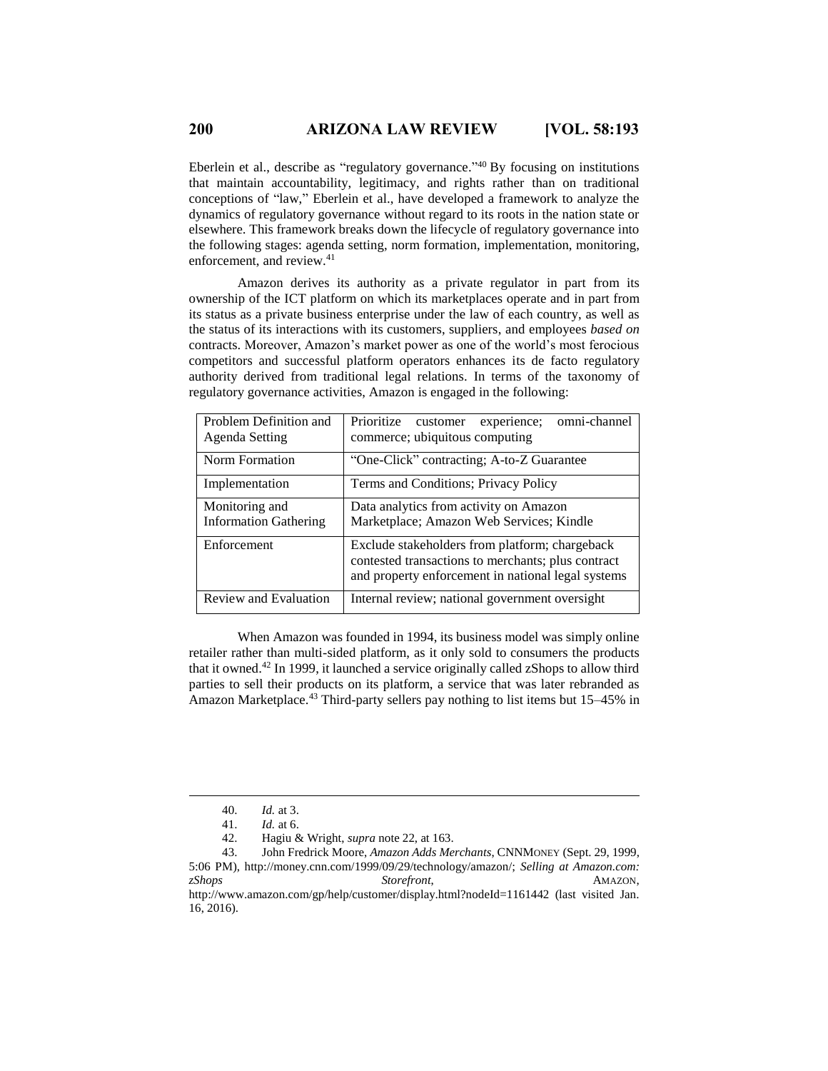Eberlein et al., describe as "regulatory governance."[40] By focusing on institutions that maintain accountability, legitimacy, and rights rather than on traditional conceptions of "law," Eberlein et al., have developed a framework to analyze the dynamics of regulatory governance without regard to its roots in the nation state or elsewhere. This framework breaks down the lifecycle of regulatory governance into the following stages: agenda setting, norm formation, implementation, monitoring, enforcement, and review.[41]

Amazon derives its authority as a private regulator in part from its ownership of the ICT platform on which its marketplaces operate and in part from its status as a private business enterprise under the law of each country, as well as the status of its interactions with its customers, suppliers, and employees *based on* contracts. Moreover, Amazon's market power as one of the world's most ferocious competitors and successful platform operators enhances its de facto regulatory authority derived from traditional legal relations. In terms of the taxonomy of regulatory governance activities, Amazon is engaged in the following:

| | |
|---|---|
| Problem Definition and Agenda Setting | Prioritize customer experience; omni-channel commerce; ubiquitous computing |
| Norm Formation | "One-Click" contracting; A-to-Z Guarantee |
| Implementation | Terms and Conditions; Privacy Policy |
| Monitoring and Information Gathering | Data analytics from activity on Amazon Marketplace; Amazon Web Services; Kindle |
| Enforcement | Exclude stakeholders from platform; chargeback contested transactions to merchants; plus contract and property enforcement in national legal systems |
| Review and Evaluation | Internal review; national government oversight |

When Amazon was founded in 1994, its business model was simply online retailer rather than multi-sided platform, as it only sold to consumers the products that it owned.[42] In 1999, it launched a service originally called zShops to allow third parties to sell their products on its platform, a service that was later rebranded as Amazon Marketplace.[43] Third-party sellers pay nothing to list items but 15–45% in

---

40. *Id.* at 3.

41. *Id.* at 6.

42. Hagiu & Wright, *supra* note 22, at 163.

43. John Fredrick Moore, *Amazon Adds Merchants*, CNNMONEY (Sept. 29, 1999, 5:06 PM), http://money.cnn.com/1999/09/29/technology/amazon/; *Selling at Amazon.com: zShops Storefront*, AMAZON, http://www.amazon.com/gp/help/customer/display.html?nodeId=1161442 (last visited Jan. 16, 2016).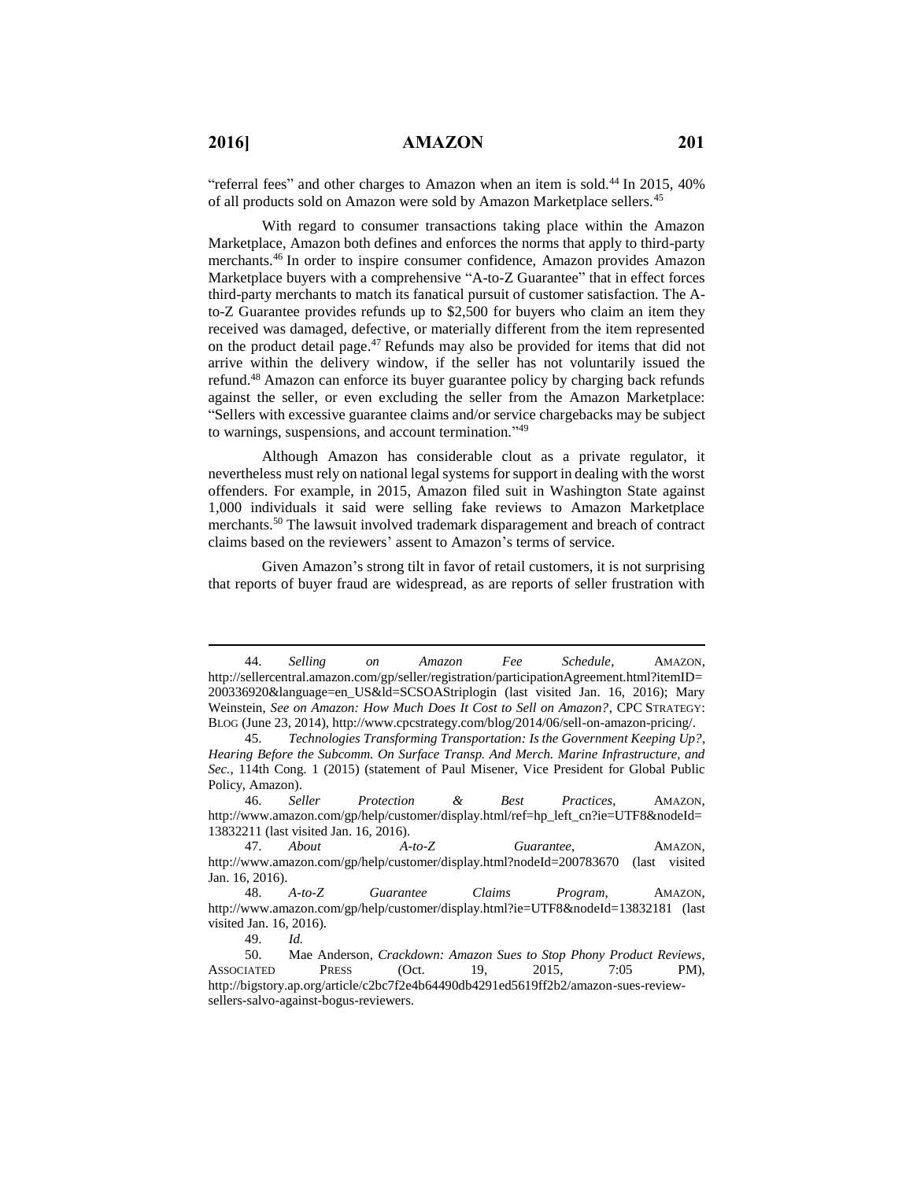"referral fees" and other charges to Amazon when an item is sold.[44] In 2015, 40% of all products sold on Amazon were sold by Amazon Marketplace sellers.[45]

With regard to consumer transactions taking place within the Amazon Marketplace, Amazon both defines and enforces the norms that apply to third-party merchants.[46] In order to inspire consumer confidence, Amazon provides Amazon Marketplace buyers with a comprehensive "A-to-Z Guarantee" that in effect forces third-party merchants to match its fanatical pursuit of customer satisfaction. The A-to-Z Guarantee provides refunds up to $2,500 for buyers who claim an item they received was damaged, defective, or materially different from the item represented on the product detail page.[47] Refunds may also be provided for items that did not arrive within the delivery window, if the seller has not voluntarily issued the refund.[48] Amazon can enforce its buyer guarantee policy by charging back refunds against the seller, or even excluding the seller from the Amazon Marketplace: "Sellers with excessive guarantee claims and/or service chargebacks may be subject to warnings, suspensions, and account termination."[49]

Although Amazon has considerable clout as a private regulator, it nevertheless must rely on national legal systems for support in dealing with the worst offenders. For example, in 2015, Amazon filed suit in Washington State against 1,000 individuals it said were selling fake reviews to Amazon Marketplace merchants.[50] The lawsuit involved trademark disparagement and breach of contract claims based on the reviewers' assent to Amazon's terms of service.

Given Amazon's strong tilt in favor of retail customers, it is not surprising that reports of buyer fraud are widespread, as are reports of seller frustration with

---

44. *Selling on Amazon Fee Schedule*, AMAZON, http://sellercentral.amazon.com/gp/seller/registration/participationAgreement.html?itemID=200336920&language=en_US&ld=SCSOAStriplogin (last visited Jan. 16, 2016); Mary Weinstein, *See on Amazon: How Much Does It Cost to Sell on Amazon?*, CPC STRATEGY: BLOG (June 23, 2014), http://www.cpcstrategy.com/blog/2014/06/sell-on-amazon-pricing/.

45. *Technologies Transforming Transportation: Is the Government Keeping Up?*, *Hearing Before the Subcomm. On Surface Transp. And Merch. Marine Infrastructure, and Sec.*, 114th Cong. 1 (2015) (statement of Paul Misener, Vice President for Global Public Policy, Amazon).

46. *Seller Protection & Best Practices*, AMAZON, http://www.amazon.com/gp/help/customer/display.html/ref=hp_left_cn?ie=UTF8&nodeId=13832211 (last visited Jan. 16, 2016).

47. *About A-to-Z Guarantee*, AMAZON, http://www.amazon.com/gp/help/customer/display.html?nodeId=200783670 (last visited Jan. 16, 2016).

48. *A-to-Z Guarantee Claims Program*, AMAZON, http://www.amazon.com/gp/help/customer/display.html?ie=UTF8&nodeId=13832181 (last visited Jan. 16, 2016).

49. *Id.*

50. Mae Anderson, *Crackdown: Amazon Sues to Stop Phony Product Reviews*, ASSOCIATED PRESS (Oct. 19, 2015, 7:05 PM), http://bigstory.ap.org/article/c2bc7f2e4b64490db4291ed5619ff2b2/amazon-sues-review-sellers-salvo-against-bogus-reviewers.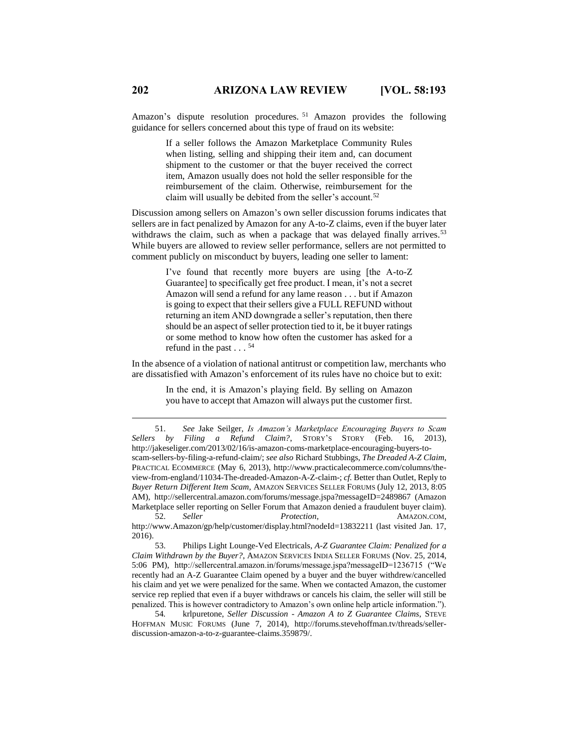Amazon's dispute resolution procedures. [51] Amazon provides the following guidance for sellers concerned about this type of fraud on its website:

> If a seller follows the Amazon Marketplace Community Rules when listing, selling and shipping their item and, can document shipment to the customer or that the buyer received the correct item, Amazon usually does not hold the seller responsible for the reimbursement of the claim. Otherwise, reimbursement for the claim will usually be debited from the seller's account.[52]

Discussion among sellers on Amazon's own seller discussion forums indicates that sellers are in fact penalized by Amazon for any A-to-Z claims, even if the buyer later withdraws the claim, such as when a package that was delayed finally arrives.[53] While buyers are allowed to review seller performance, sellers are not permitted to comment publicly on misconduct by buyers, leading one seller to lament:

> I've found that recently more buyers are using [the A-to-Z Guarantee] to specifically get free product. I mean, it's not a secret Amazon will send a refund for any lame reason . . . but if Amazon is going to expect that their sellers give a FULL REFUND without returning an item AND downgrade a seller's reputation, then there should be an aspect of seller protection tied to it, be it buyer ratings or some method to know how often the customer has asked for a refund in the past . . . [54]

In the absence of a violation of national antitrust or competition law, merchants who are dissatisfied with Amazon's enforcement of its rules have no choice but to exit:

> In the end, it is Amazon's playing field. By selling on Amazon you have to accept that Amazon will always put the customer first.

---

51. *See* Jake Seilger, *Is Amazon's Marketplace Encouraging Buyers to Scam Sellers by Filing a Refund Claim?*, STORY'S STORY (Feb. 16, 2013), http://jakeseliger.com/2013/02/16/is-amazon-coms-marketplace-encouraging-buyers-to-scam-sellers-by-filing-a-refund-claim/; *see also* Richard Stubbings, *The Dreaded A-Z Claim*, PRACTICAL ECOMMERCE (May 6, 2013), http://www.practicalecommerce.com/columns/the-view-from-england/11034-The-dreaded-Amazon-A-Z-claim-; *cf.* Better than Outlet, Reply to *Buyer Return Different Item Scam*, AMAZON SERVICES SELLER FORUMS (July 12, 2013, 8:05 AM), http://sellercentral.amazon.com/forums/message.jspa?messageID=2489867 (Amazon Marketplace seller reporting on Seller Forum that Amazon denied a fraudulent buyer claim).

52. *Seller Protection*, AMAZON.COM, http://www.Amazon/gp/help/customer/display.html?nodeId=13832211 (last visited Jan. 17, 2016).

53. Philips Light Lounge-Ved Electricals, *A-Z Guarantee Claim: Penalized for a Claim Withdrawn by the Buyer?*, AMAZON SERVICES INDIA SELLER FORUMS (Nov. 25, 2014, 5:06 PM), http://sellercentral.amazon.in/forums/message.jspa?messageID=1236715 ("We recently had an A-Z Guarantee Claim opened by a buyer and the buyer withdrew/cancelled his claim and yet we were penalized for the same. When we contacted Amazon, the customer service rep replied that even if a buyer withdraws or cancels his claim, the seller will still be penalized. This is however contradictory to Amazon's own online help article information.").

54. krlpuretone, *Seller Discussion - Amazon A to Z Guarantee Claims*, STEVE HOFFMAN MUSIC FORUMS (June 7, 2014), http://forums.stevehoffman.tv/threads/seller-discussion-amazon-a-to-z-guarantee-claims.359879/.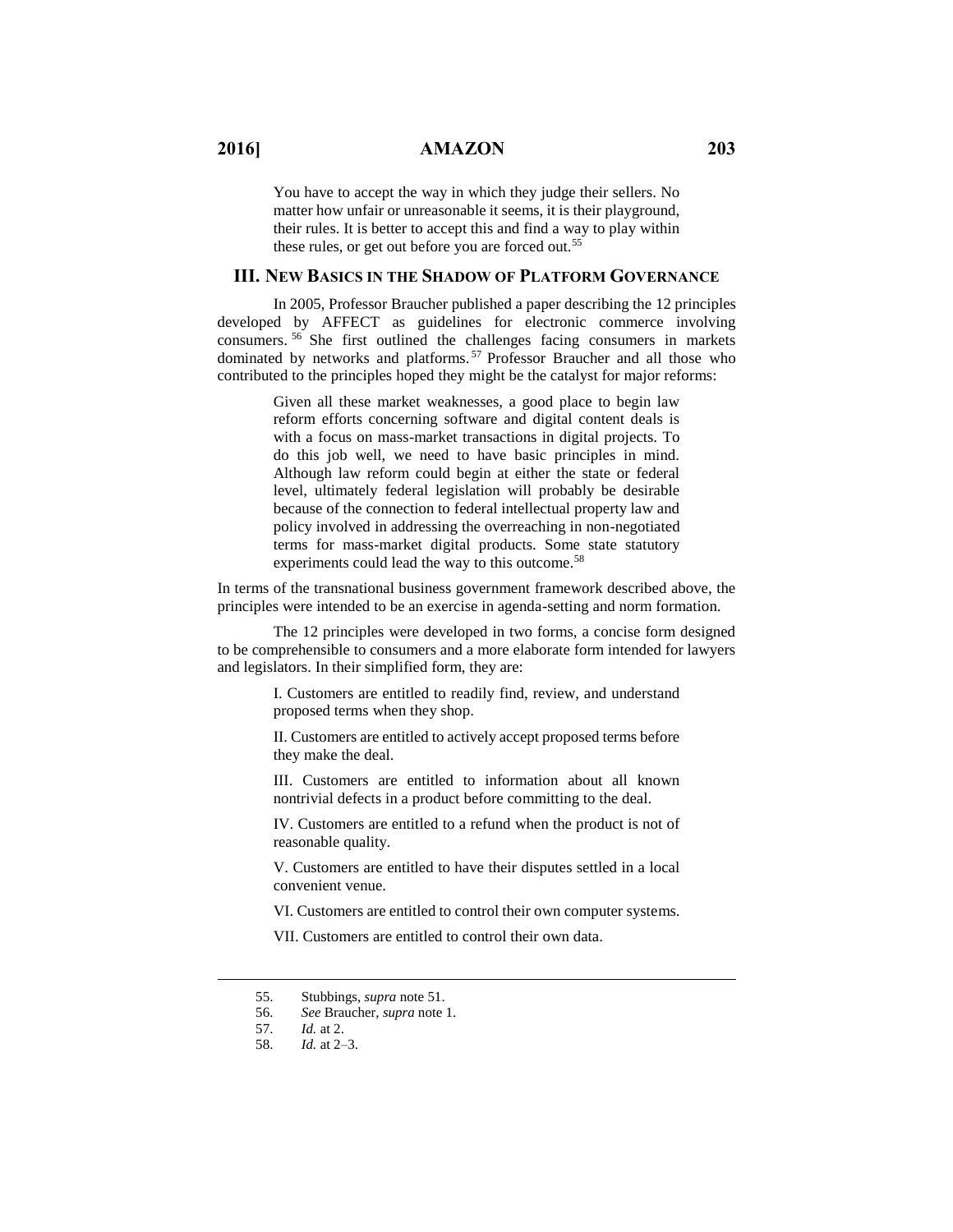> You have to accept the way in which they judge their sellers. No matter how unfair or unreasonable it seems, it is their playground, their rules. It is better to accept this and find a way to play within these rules, or get out before you are forced out.[55]

## III. NEW BASICS IN THE SHADOW OF PLATFORM GOVERNANCE

In 2005, Professor Braucher published a paper describing the 12 principles developed by AFFECT as guidelines for electronic commerce involving consumers.[56] She first outlined the challenges facing consumers in markets dominated by networks and platforms.[57] Professor Braucher and all those who contributed to the principles hoped they might be the catalyst for major reforms:

> Given all these market weaknesses, a good place to begin law reform efforts concerning software and digital content deals is with a focus on mass-market transactions in digital projects. To do this job well, we need to have basic principles in mind. Although law reform could begin at either the state or federal level, ultimately federal legislation will probably be desirable because of the connection to federal intellectual property law and policy involved in addressing the overreaching in non-negotiated terms for mass-market digital products. Some state statutory experiments could lead the way to this outcome.[58]

In terms of the transnational business government framework described above, the principles were intended to be an exercise in agenda-setting and norm formation.

The 12 principles were developed in two forms, a concise form designed to be comprehensible to consumers and a more elaborate form intended for lawyers and legislators. In their simplified form, they are:

> I. Customers are entitled to readily find, review, and understand proposed terms when they shop.
>
> II. Customers are entitled to actively accept proposed terms before they make the deal.
>
> III. Customers are entitled to information about all known nontrivial defects in a product before committing to the deal.
>
> IV. Customers are entitled to a refund when the product is not of reasonable quality.
>
> V. Customers are entitled to have their disputes settled in a local convenient venue.
>
> VI. Customers are entitled to control their own computer systems.
>
> VII. Customers are entitled to control their own data.

---

55. Stubbings, *supra* note 51.
56. *See* Braucher, *supra* note 1.
57. *Id.* at 2.
58. *Id.* at 2–3.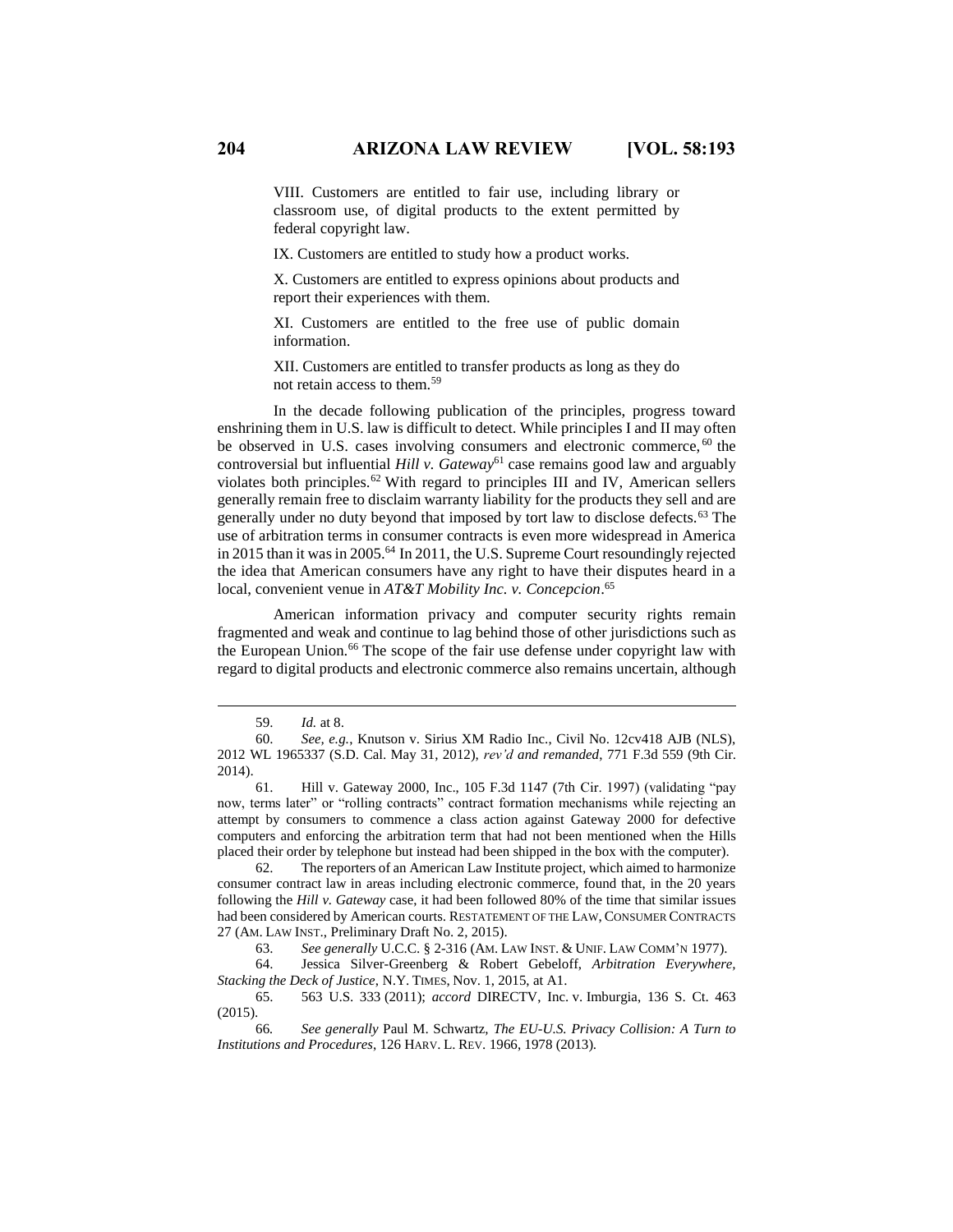> VIII. Customers are entitled to fair use, including library or classroom use, of digital products to the extent permitted by federal copyright law.
>
> IX. Customers are entitled to study how a product works.
>
> X. Customers are entitled to express opinions about products and report their experiences with them.
>
> XI. Customers are entitled to the free use of public domain information.
>
> XII. Customers are entitled to transfer products as long as they do not retain access to them.[59]

In the decade following publication of the principles, progress toward enshrining them in U.S. law is difficult to detect. While principles I and II may often be observed in U.S. cases involving consumers and electronic commerce,[60] the controversial but influential *Hill v. Gateway*[61] case remains good law and arguably violates both principles.[62] With regard to principles III and IV, American sellers generally remain free to disclaim warranty liability for the products they sell and are generally under no duty beyond that imposed by tort law to disclose defects.[63] The use of arbitration terms in consumer contracts is even more widespread in America in 2015 than it was in 2005.[64] In 2011, the U.S. Supreme Court resoundingly rejected the idea that American consumers have any right to have their disputes heard in a local, convenient venue in *AT&T Mobility Inc. v. Concepcion*.[65]

American information privacy and computer security rights remain fragmented and weak and continue to lag behind those of other jurisdictions such as the European Union.[66] The scope of the fair use defense under copyright law with regard to digital products and electronic commerce also remains uncertain, although

---

59. *Id.* at 8.

60. *See, e.g.*, Knutson v. Sirius XM Radio Inc., Civil No. 12cv418 AJB (NLS), 2012 WL 1965337 (S.D. Cal. May 31, 2012), *rev'd and remanded*, 771 F.3d 559 (9th Cir. 2014).

61. Hill v. Gateway 2000, Inc., 105 F.3d 1147 (7th Cir. 1997) (validating "pay now, terms later" or "rolling contracts" contract formation mechanisms while rejecting an attempt by consumers to commence a class action against Gateway 2000 for defective computers and enforcing the arbitration term that had not been mentioned when the Hills placed their order by telephone but instead had been shipped in the box with the computer).

62. The reporters of an American Law Institute project, which aimed to harmonize consumer contract law in areas including electronic commerce, found that, in the 20 years following the *Hill v. Gateway* case, it had been followed 80% of the time that similar issues had been considered by American courts. RESTATEMENT OF THE LAW, CONSUMER CONTRACTS 27 (AM. LAW INST., Preliminary Draft No. 2, 2015).

63. *See generally* U.C.C. § 2-316 (AM. LAW INST. & UNIF. LAW COMM'N 1977).

64. Jessica Silver-Greenberg & Robert Gebeloff, *Arbitration Everywhere, Stacking the Deck of Justice*, N.Y. TIMES, Nov. 1, 2015, at A1.

65. 563 U.S. 333 (2011); *accord* DIRECTV, Inc. v. Imburgia, 136 S. Ct. 463 (2015).

66. *See generally* Paul M. Schwartz, *The EU-U.S. Privacy Collision: A Turn to Institutions and Procedures*, 126 HARV. L. REV. 1966, 1978 (2013).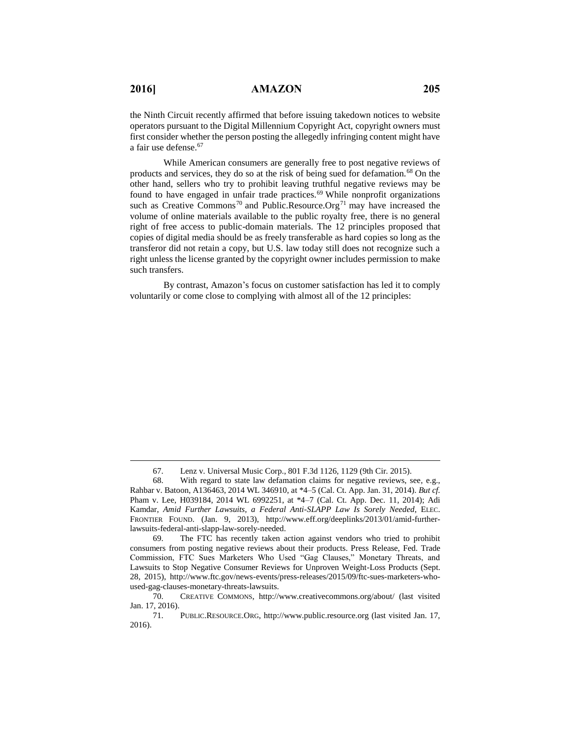the Ninth Circuit recently affirmed that before issuing takedown notices to website operators pursuant to the Digital Millennium Copyright Act, copyright owners must first consider whether the person posting the allegedly infringing content might have a fair use defense.[67]

While American consumers are generally free to post negative reviews of products and services, they do so at the risk of being sued for defamation.[68] On the other hand, sellers who try to prohibit leaving truthful negative reviews may be found to have engaged in unfair trade practices.[69] While nonprofit organizations such as Creative Commons[70] and Public.Resource.Org[71] may have increased the volume of online materials available to the public royalty free, there is no general right of free access to public-domain materials. The 12 principles proposed that copies of digital media should be as freely transferable as hard copies so long as the transferor did not retain a copy, but U.S. law today still does not recognize such a right unless the license granted by the copyright owner includes permission to make such transfers.

By contrast, Amazon's focus on customer satisfaction has led it to comply voluntarily or come close to complying with almost all of the 12 principles:

---

67. Lenz v. Universal Music Corp., 801 F.3d 1126, 1129 (9th Cir. 2015).

68. With regard to state law defamation claims for negative reviews, see, e.g., Rahbar v. Batoon, A136463, 2014 WL 346910, at *4–5 (Cal. Ct. App. Jan. 31, 2014). *But cf.* Pham v. Lee, H039184, 2014 WL 6992251, at *4–7 (Cal. Ct. App. Dec. 11, 2014); Adi Kamdar, *Amid Further Lawsuits, a Federal Anti-SLAPP Law Is Sorely Needed*, ELEC. FRONTIER FOUND. (Jan. 9, 2013), http://www.eff.org/deeplinks/2013/01/amid-further-lawsuits-federal-anti-slapp-law-sorely-needed.

69. The FTC has recently taken action against vendors who tried to prohibit consumers from posting negative reviews about their products. Press Release, Fed. Trade Commission, FTC Sues Marketers Who Used "Gag Clauses," Monetary Threats, and Lawsuits to Stop Negative Consumer Reviews for Unproven Weight-Loss Products (Sept. 28, 2015), http://www.ftc.gov/news-events/press-releases/2015/09/ftc-sues-marketers-who-used-gag-clauses-monetary-threats-lawsuits.

70. CREATIVE COMMONS, http://www.creativecommons.org/about/ (last visited Jan. 17, 2016).

71. PUBLIC.RESOURCE.ORG, http://www.public.resource.org (last visited Jan. 17, 2016).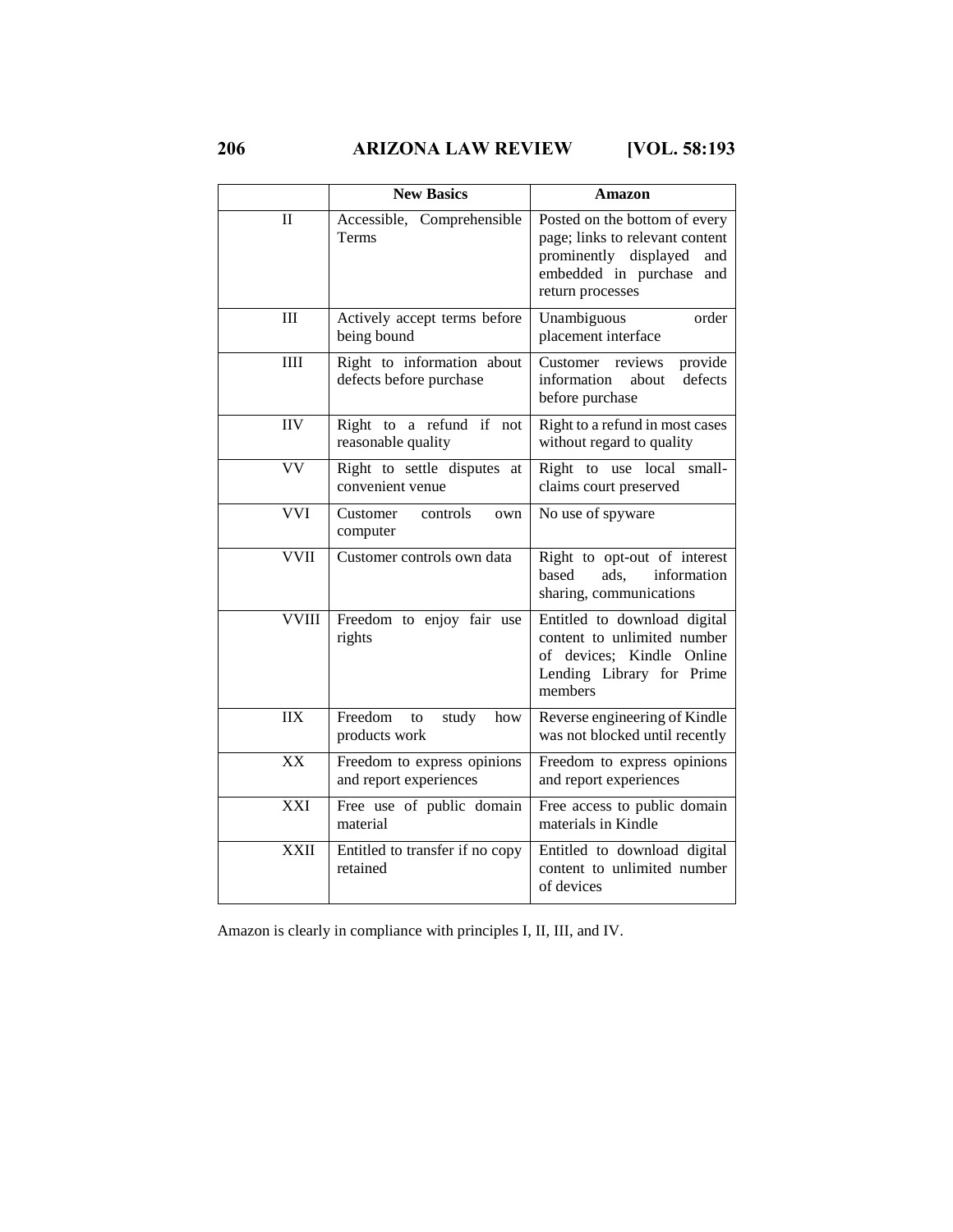| | New Basics | Amazon |
|---|---|---|
| II | Accessible, Comprehensible Terms | Posted on the bottom of every page; links to relevant content prominently displayed and embedded in purchase and return processes |
| III | Actively accept terms before being bound | Unambiguous order placement interface |
| IIII | Right to information about defects before purchase | Customer reviews provide information about defects before purchase |
| IIV | Right to a refund if not reasonable quality | Right to a refund in most cases without regard to quality |
| VV | Right to settle disputes at convenient venue | Right to use local small-claims court preserved |
| VVI | Customer controls own computer | No use of spyware |
| VVII | Customer controls own data | Right to opt-out of interest based ads, information sharing, communications |
| VVIII | Freedom to enjoy fair use rights | Entitled to download digital content to unlimited number of devices; Kindle Online Lending Library for Prime members |
| IIX | Freedom to study how products work | Reverse engineering of Kindle was not blocked until recently |
| XX | Freedom to express opinions and report experiences | Freedom to express opinions and report experiences |
| XXI | Free use of public domain material | Free access to public domain materials in Kindle |
| XXII | Entitled to transfer if no copy retained | Entitled to download digital content to unlimited number of devices |

Amazon is clearly in compliance with principles I, II, III, and IV.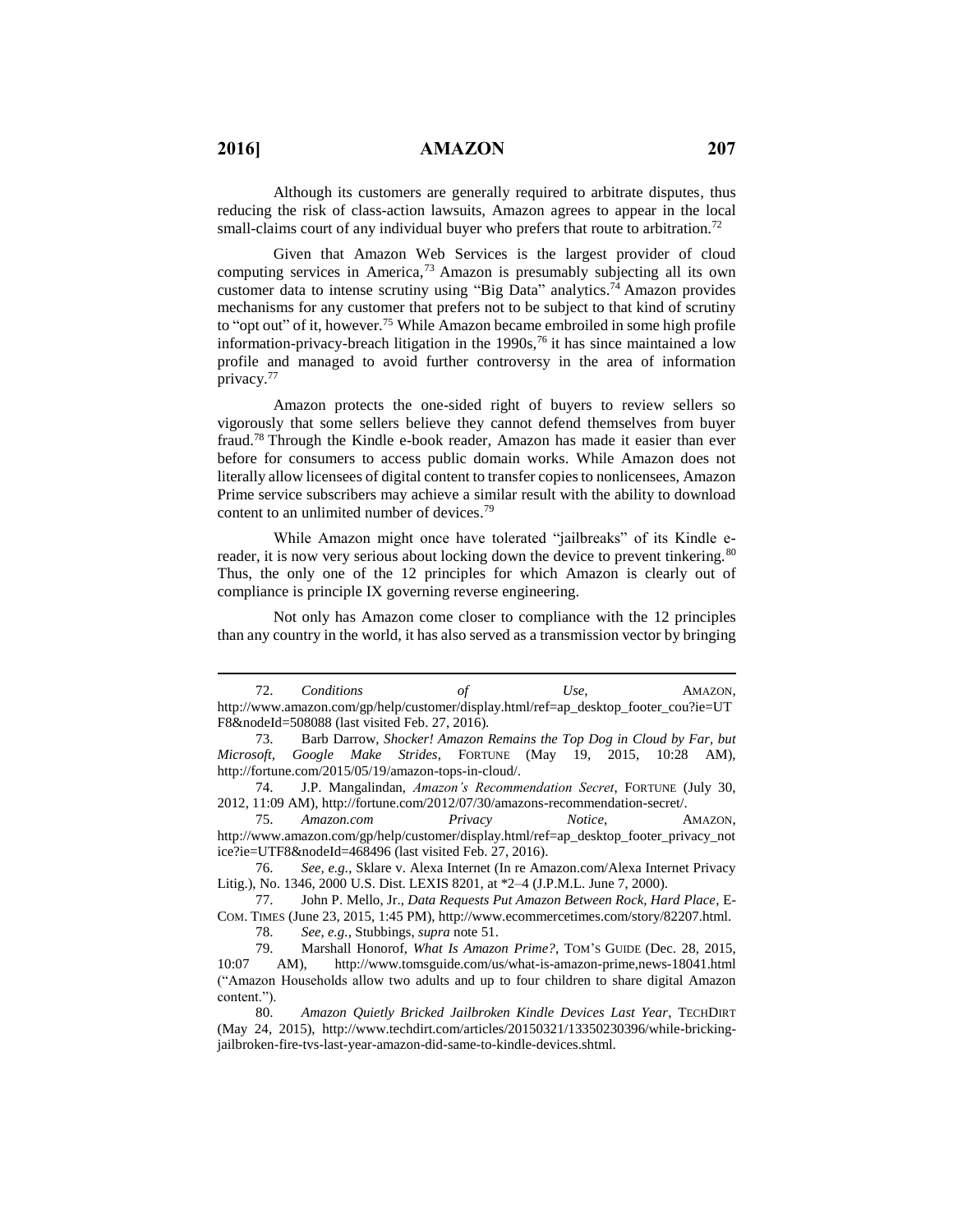Although its customers are generally required to arbitrate disputes, thus reducing the risk of class-action lawsuits, Amazon agrees to appear in the local small-claims court of any individual buyer who prefers that route to arbitration.[72]

Given that Amazon Web Services is the largest provider of cloud computing services in America,[73] Amazon is presumably subjecting all its own customer data to intense scrutiny using "Big Data" analytics.[74] Amazon provides mechanisms for any customer that prefers not to be subject to that kind of scrutiny to "opt out" of it, however.[75] While Amazon became embroiled in some high profile information-privacy-breach litigation in the 1990s,[76] it has since maintained a low profile and managed to avoid further controversy in the area of information privacy.[77]

Amazon protects the one-sided right of buyers to review sellers so vigorously that some sellers believe they cannot defend themselves from buyer fraud.[78] Through the Kindle e-book reader, Amazon has made it easier than ever before for consumers to access public domain works. While Amazon does not literally allow licensees of digital content to transfer copies to nonlicensees, Amazon Prime service subscribers may achieve a similar result with the ability to download content to an unlimited number of devices.[79]

While Amazon might once have tolerated "jailbreaks" of its Kindle e-reader, it is now very serious about locking down the device to prevent tinkering.[80] Thus, the only one of the 12 principles for which Amazon is clearly out of compliance is principle IX governing reverse engineering.

Not only has Amazon come closer to compliance with the 12 principles than any country in the world, it has also served as a transmission vector by bringing

---

72. *Conditions of Use*, AMAZON, http://www.amazon.com/gp/help/customer/display.html/ref=ap_desktop_footer_cou?ie=UTF8&nodeId=508088 (last visited Feb. 27, 2016).

73. Barb Darrow, *Shocker! Amazon Remains the Top Dog in Cloud by Far, but Microsoft, Google Make Strides*, FORTUNE (May 19, 2015, 10:28 AM), http://fortune.com/2015/05/19/amazon-tops-in-cloud/.

74. J.P. Mangalindan, *Amazon's Recommendation Secret*, FORTUNE (July 30, 2012, 11:09 AM), http://fortune.com/2012/07/30/amazons-recommendation-secret/.

75. *Amazon.com Privacy Notice*, AMAZON, http://www.amazon.com/gp/help/customer/display.html/ref=ap_desktop_footer_privacy_notice?ie=UTF8&nodeId=468496 (last visited Feb. 27, 2016).

76. *See, e.g.*, Sklare v. Alexa Internet (In re Amazon.com/Alexa Internet Privacy Litig.), No. 1346, 2000 U.S. Dist. LEXIS 8201, at *2–4 (J.P.M.L. June 7, 2000).

77. John P. Mello, Jr., *Data Requests Put Amazon Between Rock, Hard Place*, E-COM. TIMES (June 23, 2015, 1:45 PM), http://www.ecommercetimes.com/story/82207.html.

78. *See, e.g.*, Stubbings, *supra* note 51.

79. Marshall Honorof, *What Is Amazon Prime?*, TOM'S GUIDE (Dec. 28, 2015, 10:07 AM), http://www.tomsguide.com/us/what-is-amazon-prime,news-18041.html ("Amazon Households allow two adults and up to four children to share digital Amazon content.").

80. *Amazon Quietly Bricked Jailbroken Kindle Devices Last Year*, TECHDIRT (May 24, 2015), http://www.techdirt.com/articles/20150321/13350230396/while-bricking-jailbroken-fire-tvs-last-year-amazon-did-same-to-kindle-devices.shtml.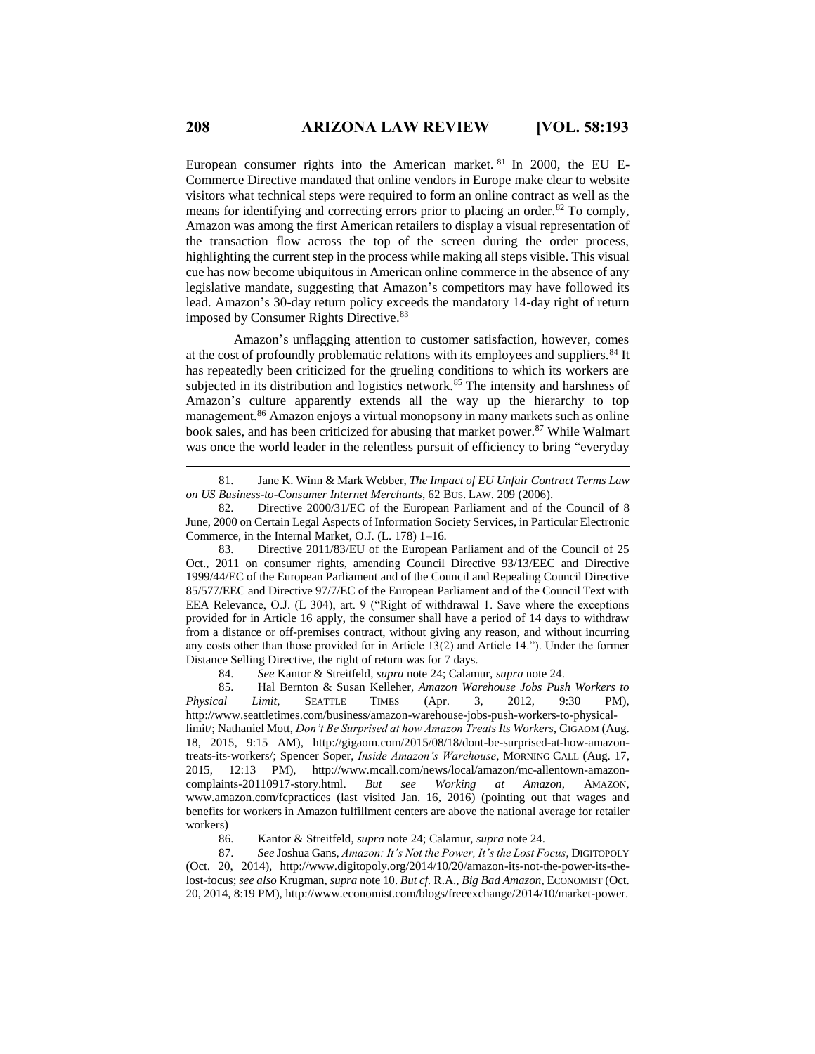European consumer rights into the American market.[81] In 2000, the EU E-Commerce Directive mandated that online vendors in Europe make clear to website visitors what technical steps were required to form an online contract as well as the means for identifying and correcting errors prior to placing an order.[82] To comply, Amazon was among the first American retailers to display a visual representation of the transaction flow across the top of the screen during the order process, highlighting the current step in the process while making all steps visible. This visual cue has now become ubiquitous in American online commerce in the absence of any legislative mandate, suggesting that Amazon's competitors may have followed its lead. Amazon's 30-day return policy exceeds the mandatory 14-day right of return imposed by Consumer Rights Directive.[83]

Amazon's unflagging attention to customer satisfaction, however, comes at the cost of profoundly problematic relations with its employees and suppliers.[84] It has repeatedly been criticized for the grueling conditions to which its workers are subjected in its distribution and logistics network.[85] The intensity and harshness of Amazon's culture apparently extends all the way up the hierarchy to top management.[86] Amazon enjoys a virtual monopsony in many markets such as online book sales, and has been criticized for abusing that market power.[87] While Walmart was once the world leader in the relentless pursuit of efficiency to bring "everyday

---

81. Jane K. Winn & Mark Webber, *The Impact of EU Unfair Contract Terms Law on US Business-to-Consumer Internet Merchants*, 62 BUS. LAW. 209 (2006).

82. Directive 2000/31/EC of the European Parliament and of the Council of 8 June, 2000 on Certain Legal Aspects of Information Society Services, in Particular Electronic Commerce, in the Internal Market, O.J. (L. 178) 1–16.

83. Directive 2011/83/EU of the European Parliament and of the Council of 25 Oct., 2011 on consumer rights, amending Council Directive 93/13/EEC and Directive 1999/44/EC of the European Parliament and of the Council and Repealing Council Directive 85/577/EEC and Directive 97/7/EC of the European Parliament and of the Council Text with EEA Relevance, O.J. (L 304), art. 9 ("Right of withdrawal 1. Save where the exceptions provided for in Article 16 apply, the consumer shall have a period of 14 days to withdraw from a distance or off-premises contract, without giving any reason, and without incurring any costs other than those provided for in Article 13(2) and Article 14."). Under the former Distance Selling Directive, the right of return was for 7 days.

84. *See* Kantor & Streitfeld, *supra* note 24; Calamur, *supra* note 24.

85. Hal Bernton & Susan Kelleher, *Amazon Warehouse Jobs Push Workers to Physical Limit*, SEATTLE TIMES (Apr. 3, 2012, 9:30 PM), http://www.seattletimes.com/business/amazon-warehouse-jobs-push-workers-to-physical-limit/; Nathaniel Mott, *Don't Be Surprised at how Amazon Treats Its Workers*, GIGAOM (Aug. 18, 2015, 9:15 AM), http://gigaom.com/2015/08/18/dont-be-surprised-at-how-amazon-treats-its-workers/; Spencer Soper, *Inside Amazon's Warehouse*, MORNING CALL (Aug. 17, 2015, 12:13 PM), http://www.mcall.com/news/local/amazon/mc-allentown-amazon-complaints-20110917-story.html. *But see Working at Amazon*, AMAZON, www.amazon.com/fcpractices (last visited Jan. 16, 2016) (pointing out that wages and benefits for workers in Amazon fulfillment centers are above the national average for retailer workers)

86. Kantor & Streitfeld, *supra* note 24; Calamur, *supra* note 24.

87. *See* Joshua Gans, *Amazon: It's Not the Power, It's the Lost Focus*, DIGITOPOLY (Oct. 20, 2014), http://www.digitopoly.org/2014/10/20/amazon-its-not-the-power-its-the-lost-focus; *see also* Krugman, *supra* note 10. *But cf.* R.A., *Big Bad Amazon*, ECONOMIST (Oct. 20, 2014, 8:19 PM), http://www.economist.com/blogs/freeexchange/2014/10/market-power.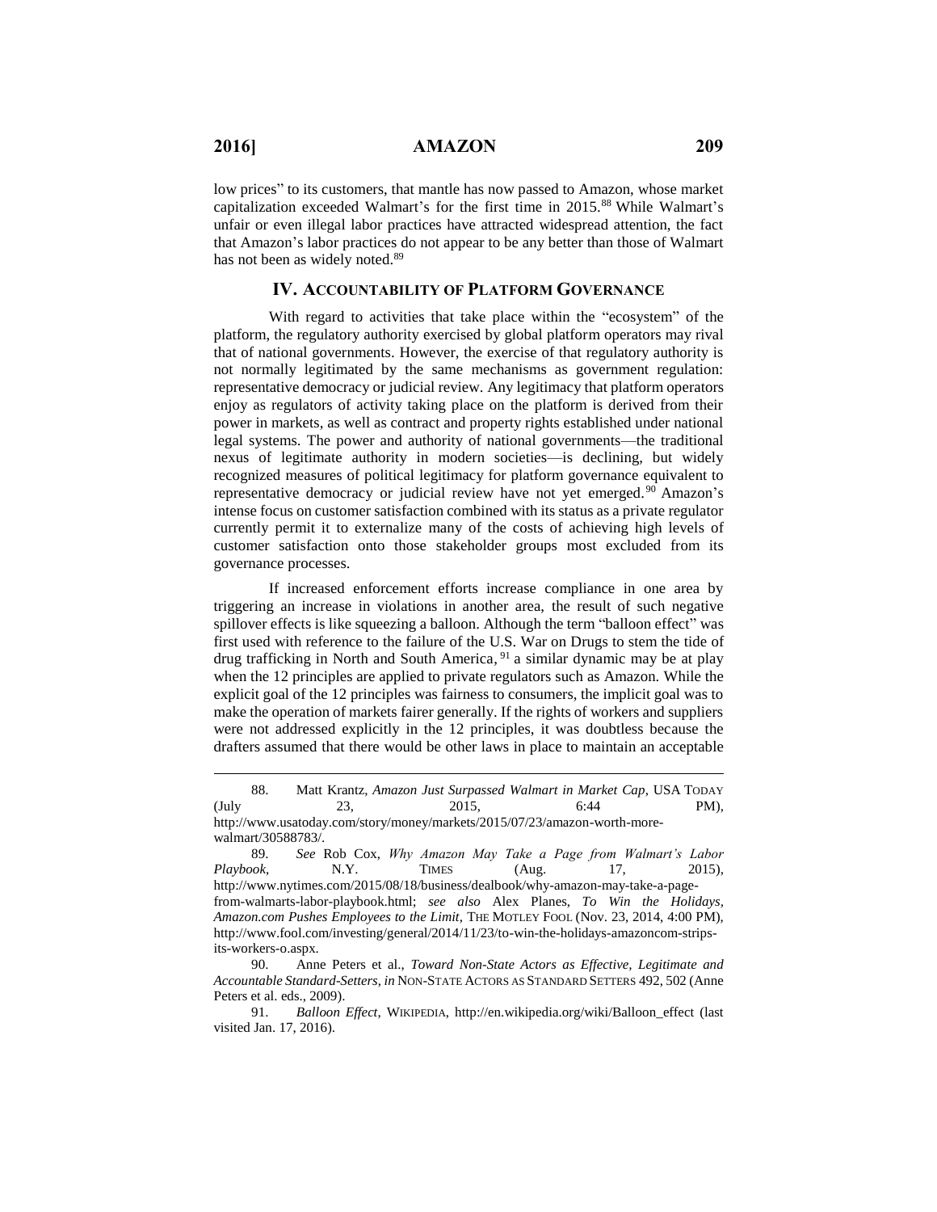low prices" to its customers, that mantle has now passed to Amazon, whose market capitalization exceeded Walmart's for the first time in 2015.[88] While Walmart's unfair or even illegal labor practices have attracted widespread attention, the fact that Amazon's labor practices do not appear to be any better than those of Walmart has not been as widely noted.[89]

## IV. ACCOUNTABILITY OF PLATFORM GOVERNANCE

With regard to activities that take place within the "ecosystem" of the platform, the regulatory authority exercised by global platform operators may rival that of national governments. However, the exercise of that regulatory authority is not normally legitimated by the same mechanisms as government regulation: representative democracy or judicial review. Any legitimacy that platform operators enjoy as regulators of activity taking place on the platform is derived from their power in markets, as well as contract and property rights established under national legal systems. The power and authority of national governments—the traditional nexus of legitimate authority in modern societies—is declining, but widely recognized measures of political legitimacy for platform governance equivalent to representative democracy or judicial review have not yet emerged.[90] Amazon's intense focus on customer satisfaction combined with its status as a private regulator currently permit it to externalize many of the costs of achieving high levels of customer satisfaction onto those stakeholder groups most excluded from its governance processes.

If increased enforcement efforts increase compliance in one area by triggering an increase in violations in another area, the result of such negative spillover effects is like squeezing a balloon. Although the term "balloon effect" was first used with reference to the failure of the U.S. War on Drugs to stem the tide of drug trafficking in North and South America,[91] a similar dynamic may be at play when the 12 principles are applied to private regulators such as Amazon. While the explicit goal of the 12 principles was fairness to consumers, the implicit goal was to make the operation of markets fairer generally. If the rights of workers and suppliers were not addressed explicitly in the 12 principles, it was doubtless because the drafters assumed that there would be other laws in place to maintain an acceptable

---

88. Matt Krantz, *Amazon Just Surpassed Walmart in Market Cap*, USA TODAY (July 23, 2015, 6:44 PM), http://www.usatoday.com/story/money/markets/2015/07/23/amazon-worth-more-walmart/30588783/.

89. *See* Rob Cox, *Why Amazon May Take a Page from Walmart's Labor Playbook*, N.Y. TIMES (Aug. 17, 2015), http://www.nytimes.com/2015/08/18/business/dealbook/why-amazon-may-take-a-page-from-walmarts-labor-playbook.html; *see also* Alex Planes, *To Win the Holidays, Amazon.com Pushes Employees to the Limit*, THE MOTLEY FOOL (Nov. 23, 2014, 4:00 PM), http://www.fool.com/investing/general/2014/11/23/to-win-the-holidays-amazoncom-strips-its-workers-o.aspx.

90. Anne Peters et al., *Toward Non-State Actors as Effective, Legitimate and Accountable Standard-Setters*, *in* NON-STATE ACTORS AS STANDARD SETTERS 492, 502 (Anne Peters et al. eds., 2009).

91. *Balloon Effect*, WIKIPEDIA, http://en.wikipedia.org/wiki/Balloon_effect (last visited Jan. 17, 2016).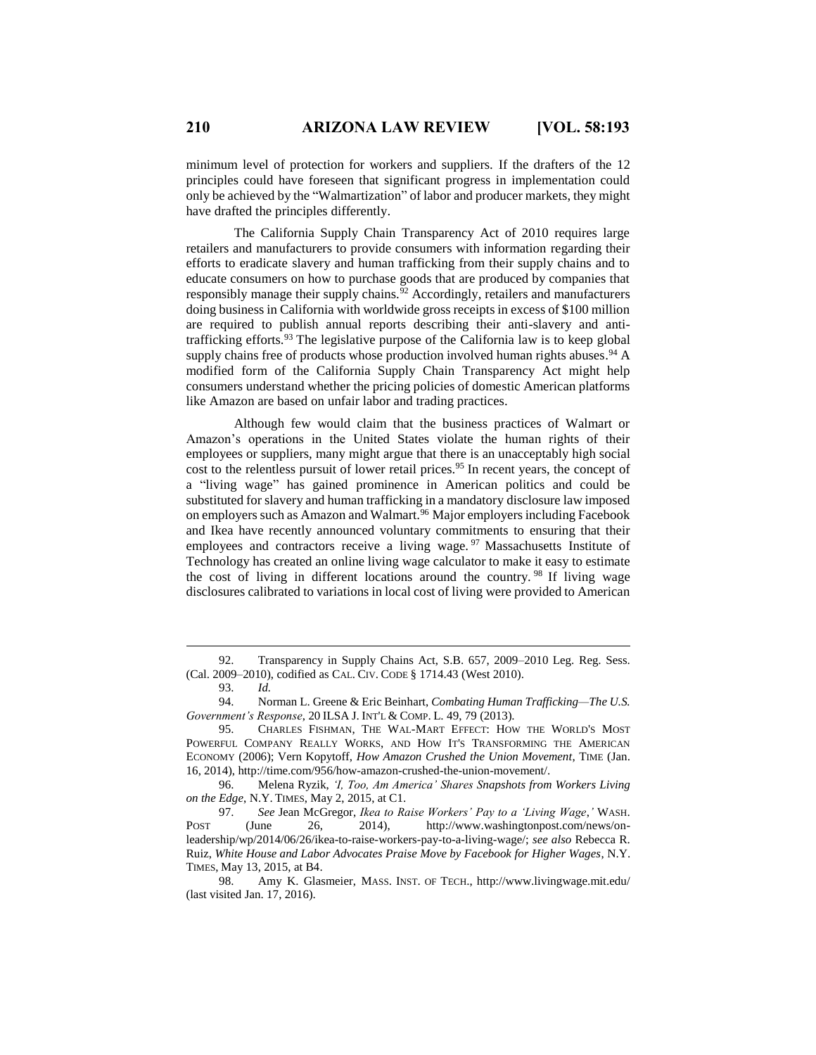minimum level of protection for workers and suppliers. If the drafters of the 12 principles could have foreseen that significant progress in implementation could only be achieved by the "Walmartization" of labor and producer markets, they might have drafted the principles differently.

The California Supply Chain Transparency Act of 2010 requires large retailers and manufacturers to provide consumers with information regarding their efforts to eradicate slavery and human trafficking from their supply chains and to educate consumers on how to purchase goods that are produced by companies that responsibly manage their supply chains.[92] Accordingly, retailers and manufacturers doing business in California with worldwide gross receipts in excess of $100 million are required to publish annual reports describing their anti-slavery and anti-trafficking efforts.[93] The legislative purpose of the California law is to keep global supply chains free of products whose production involved human rights abuses.[94] A modified form of the California Supply Chain Transparency Act might help consumers understand whether the pricing policies of domestic American platforms like Amazon are based on unfair labor and trading practices.

Although few would claim that the business practices of Walmart or Amazon's operations in the United States violate the human rights of their employees or suppliers, many might argue that there is an unacceptably high social cost to the relentless pursuit of lower retail prices.[95] In recent years, the concept of a "living wage" has gained prominence in American politics and could be substituted for slavery and human trafficking in a mandatory disclosure law imposed on employers such as Amazon and Walmart.[96] Major employers including Facebook and Ikea have recently announced voluntary commitments to ensuring that their employees and contractors receive a living wage.[97] Massachusetts Institute of Technology has created an online living wage calculator to make it easy to estimate the cost of living in different locations around the country.[98] If living wage disclosures calibrated to variations in local cost of living were provided to American

---

92. Transparency in Supply Chains Act, S.B. 657, 2009–2010 Leg. Reg. Sess. (Cal. 2009–2010), codified as CAL. CIV. CODE § 1714.43 (West 2010).

93. *Id.*

94. Norman L. Greene & Eric Beinhart, *Combating Human Trafficking—The U.S. Government's Response*, 20 ILSA J. INT'L & COMP. L. 49, 79 (2013).

95. CHARLES FISHMAN, THE WAL-MART EFFECT: HOW THE WORLD'S MOST POWERFUL COMPANY REALLY WORKS, AND HOW IT'S TRANSFORMING THE AMERICAN ECONOMY (2006); Vern Kopytoff, *How Amazon Crushed the Union Movement*, TIME (Jan. 16, 2014), http://time.com/956/how-amazon-crushed-the-union-movement/.

96. Melena Ryzik, *'I, Too, Am America' Shares Snapshots from Workers Living on the Edge*, N.Y. TIMES, May 2, 2015, at C1.

97. *See* Jean McGregor, *Ikea to Raise Workers' Pay to a 'Living Wage*,*'* WASH. POST (June 26, 2014), http://www.washingtonpost.com/news/on-leadership/wp/2014/06/26/ikea-to-raise-workers-pay-to-a-living-wage/; *see also* Rebecca R. Ruiz, *White House and Labor Advocates Praise Move by Facebook for Higher Wages*, N.Y. TIMES, May 13, 2015, at B4.

98. Amy K. Glasmeier, MASS. INST. OF TECH., http://www.livingwage.mit.edu/ (last visited Jan. 17, 2016).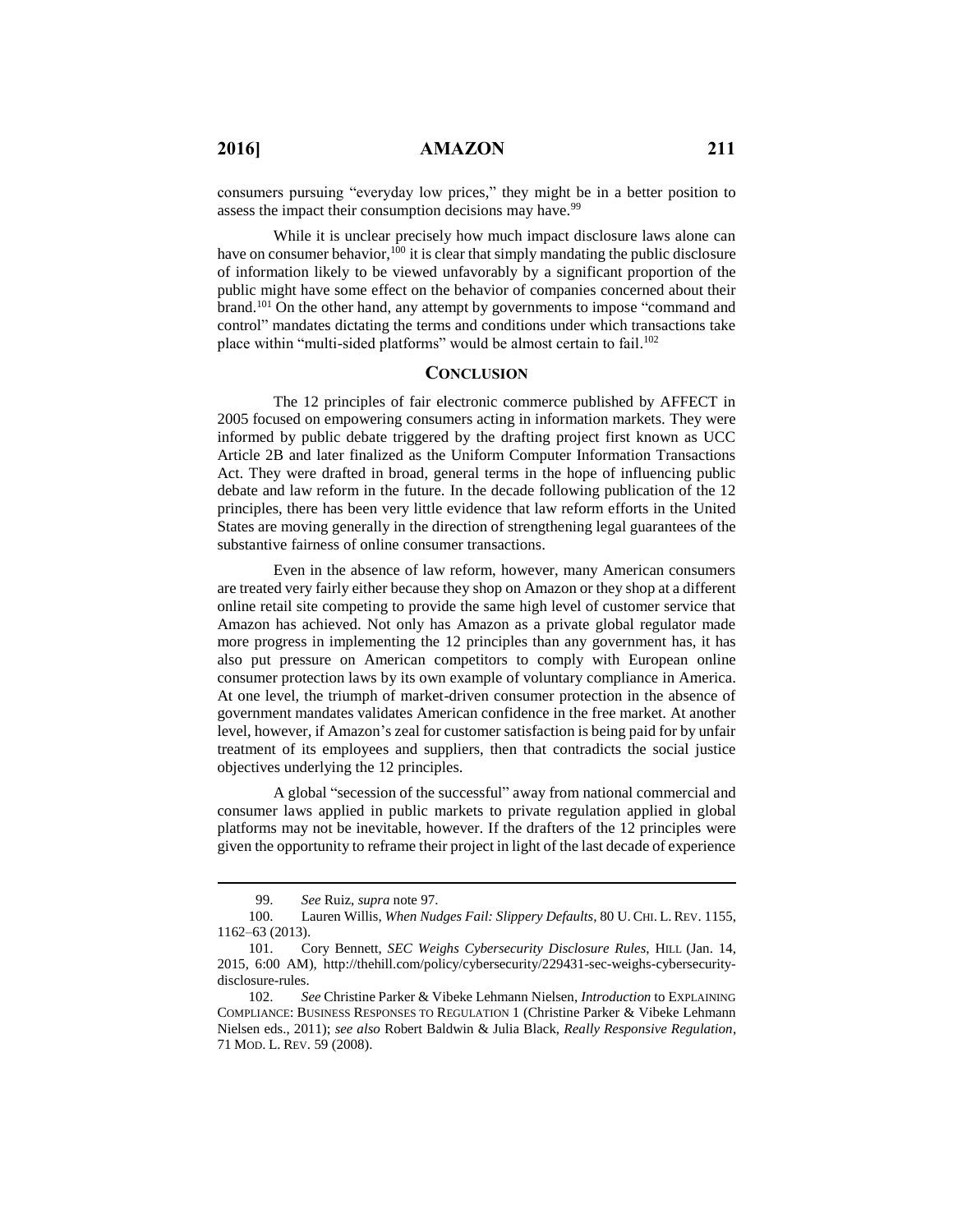consumers pursuing "everyday low prices," they might be in a better position to assess the impact their consumption decisions may have.[99]

While it is unclear precisely how much impact disclosure laws alone can have on consumer behavior,[100] it is clear that simply mandating the public disclosure of information likely to be viewed unfavorably by a significant proportion of the public might have some effect on the behavior of companies concerned about their brand.[101] On the other hand, any attempt by governments to impose "command and control" mandates dictating the terms and conditions under which transactions take place within "multi-sided platforms" would be almost certain to fail.[102]

## CONCLUSION

The 12 principles of fair electronic commerce published by AFFECT in 2005 focused on empowering consumers acting in information markets. They were informed by public debate triggered by the drafting project first known as UCC Article 2B and later finalized as the Uniform Computer Information Transactions Act. They were drafted in broad, general terms in the hope of influencing public debate and law reform in the future. In the decade following publication of the 12 principles, there has been very little evidence that law reform efforts in the United States are moving generally in the direction of strengthening legal guarantees of the substantive fairness of online consumer transactions.

Even in the absence of law reform, however, many American consumers are treated very fairly either because they shop on Amazon or they shop at a different online retail site competing to provide the same high level of customer service that Amazon has achieved. Not only has Amazon as a private global regulator made more progress in implementing the 12 principles than any government has, it has also put pressure on American competitors to comply with European online consumer protection laws by its own example of voluntary compliance in America. At one level, the triumph of market-driven consumer protection in the absence of government mandates validates American confidence in the free market. At another level, however, if Amazon's zeal for customer satisfaction is being paid for by unfair treatment of its employees and suppliers, then that contradicts the social justice objectives underlying the 12 principles.

A global "secession of the successful" away from national commercial and consumer laws applied in public markets to private regulation applied in global platforms may not be inevitable, however. If the drafters of the 12 principles were given the opportunity to reframe their project in light of the last decade of experience

---

99. *See* Ruiz, *supra* note 97.

100. Lauren Willis, *When Nudges Fail: Slippery Defaults*, 80 U. CHI. L. REV. 1155, 1162–63 (2013).

101. Cory Bennett, *SEC Weighs Cybersecurity Disclosure Rules*, HILL (Jan. 14, 2015, 6:00 AM), http://thehill.com/policy/cybersecurity/229431-sec-weighs-cybersecurity-disclosure-rules.

102. *See* Christine Parker & Vibeke Lehmann Nielsen, *Introduction* to EXPLAINING COMPLIANCE: BUSINESS RESPONSES TO REGULATION 1 (Christine Parker & Vibeke Lehmann Nielsen eds., 2011); *see also* Robert Baldwin & Julia Black, *Really Responsive Regulation*, 71 MOD. L. REV. 59 (2008).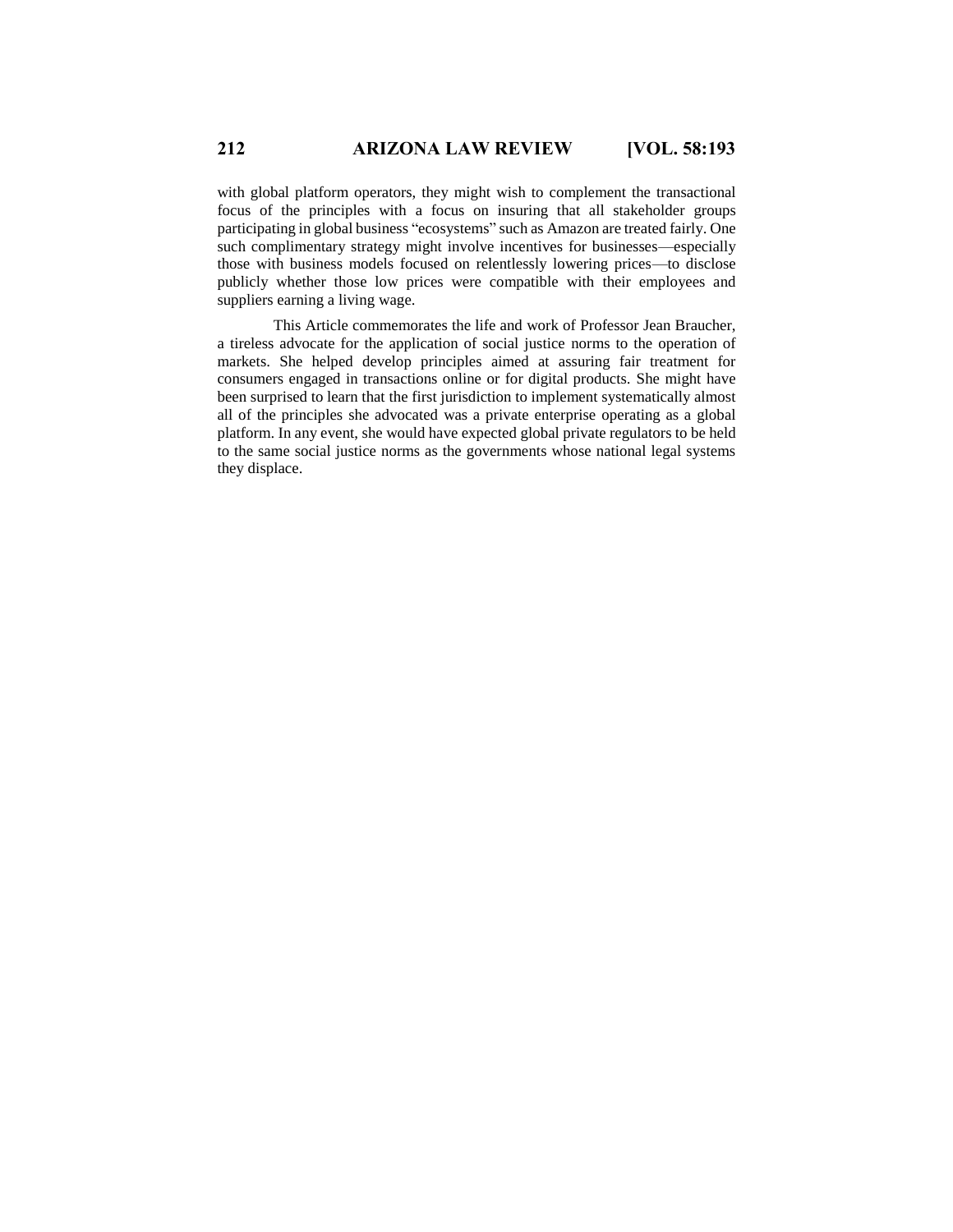with global platform operators, they might wish to complement the transactional focus of the principles with a focus on insuring that all stakeholder groups participating in global business "ecosystems" such as Amazon are treated fairly. One such complimentary strategy might involve incentives for businesses—especially those with business models focused on relentlessly lowering prices—to disclose publicly whether those low prices were compatible with their employees and suppliers earning a living wage.

This Article commemorates the life and work of Professor Jean Braucher, a tireless advocate for the application of social justice norms to the operation of markets. She helped develop principles aimed at assuring fair treatment for consumers engaged in transactions online or for digital products. She might have been surprised to learn that the first jurisdiction to implement systematically almost all of the principles she advocated was a private enterprise operating as a global platform. In any event, she would have expected global private regulators to be held to the same social justice norms as the governments whose national legal systems they displace.